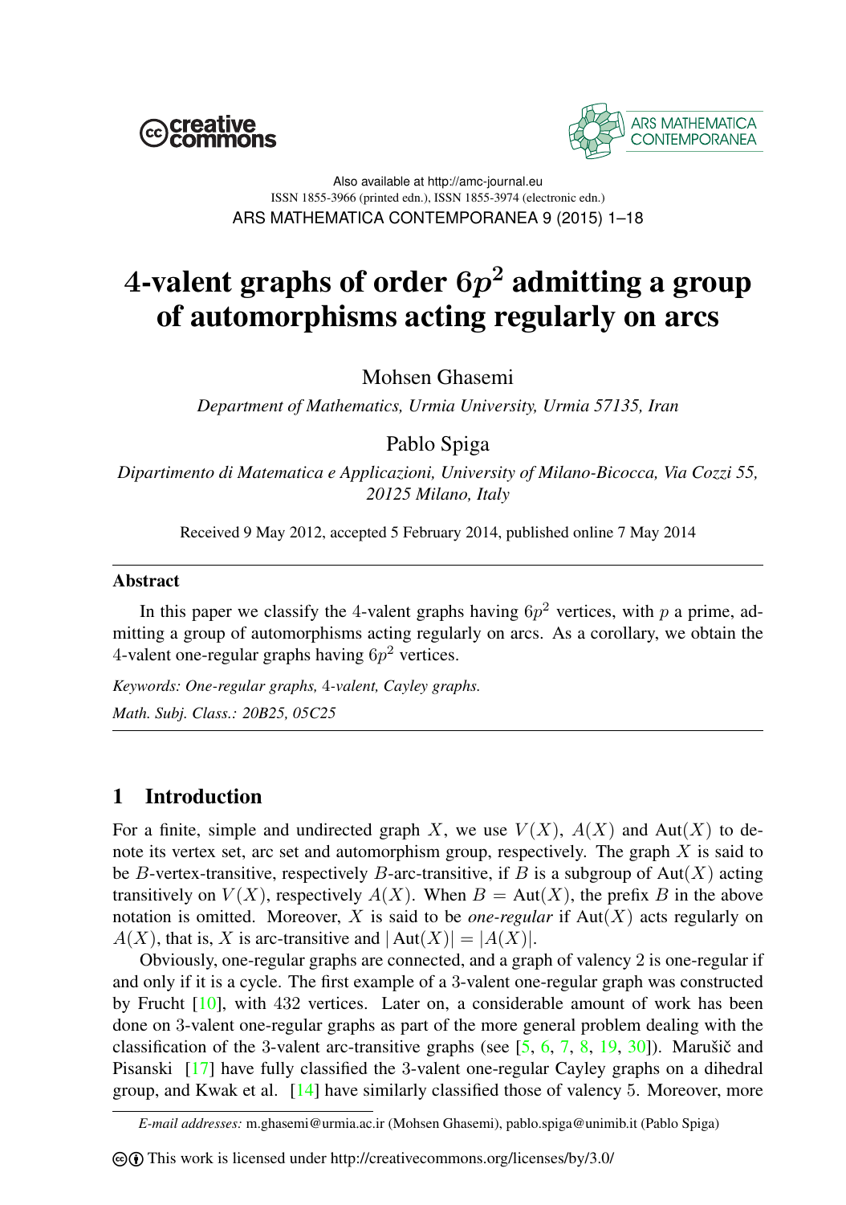Also available at http://amc-journal.eu
ISSN 1855-3966 (printed edn.), ISSN 1855-3974 (electronic edn.)

# 4-valent graphs of order $6p^2$ admitting a group of automorphisms acting regularly on arcs

Mohsen Ghasemi

*Department of Mathematics, Urmia University, Urmia 57135, Iran*

Pablo Spiga

*Dipartimento di Matematica e Applicazioni, University of Milano-Bicocca, Via Cozzi 55, 20125 Milano, Italy*

Received 9 May 2012, accepted 5 February 2014, published online 7 May 2014

## Abstract

In this paper we classify the 4-valent graphs having $6p^2$ vertices, with $p$ a prime, admitting a group of automorphisms acting regularly on arcs. As a corollary, we obtain the 4-valent one-regular graphs having $6p^2$ vertices.

*Keywords: One-regular graphs, 4-valent, Cayley graphs.*

*Math. Subj. Class.: 20B25, 05C25*

## 1 Introduction

For a finite, simple and undirected graph $X$, we use $V(X)$, $A(X)$ and $\mathrm{Aut}(X)$ to denote its vertex set, arc set and automorphism group, respectively. The graph $X$ is said to be $B$-vertex-transitive, respectively $B$-arc-transitive, if $B$ is a subgroup of $\mathrm{Aut}(X)$ acting transitively on $V(X)$, respectively $A(X)$. When $B = \mathrm{Aut}(X)$, the prefix $B$ in the above notation is omitted. Moreover, $X$ is said to be *one-regular* if $\mathrm{Aut}(X)$ acts regularly on $A(X)$, that is, $X$ is arc-transitive and $|\mathrm{Aut}(X)| = |A(X)|$.

Obviously, one-regular graphs are connected, and a graph of valency 2 is one-regular if and only if it is a cycle. The first example of a 3-valent one-regular graph was constructed by Frucht [10], with 432 vertices. Later on, a considerable amount of work has been done on 3-valent one-regular graphs as part of the more general problem dealing with the classification of the 3-valent arc-transitive graphs (see [5, 6, 7, 8, 19, 30]). Marušič and Pisanski [17] have fully classified the 3-valent one-regular Cayley graphs on a dihedral group, and Kwak et al. [14] have similarly classified those of valency 5. Moreover, more

*E-mail addresses:* m.ghasemi@urmia.ac.ir (Mohsen Ghasemi), pablo.spiga@unimib.it (Pablo Spiga)

This work is licensed under http://creativecommons.org/licenses/by/3.0/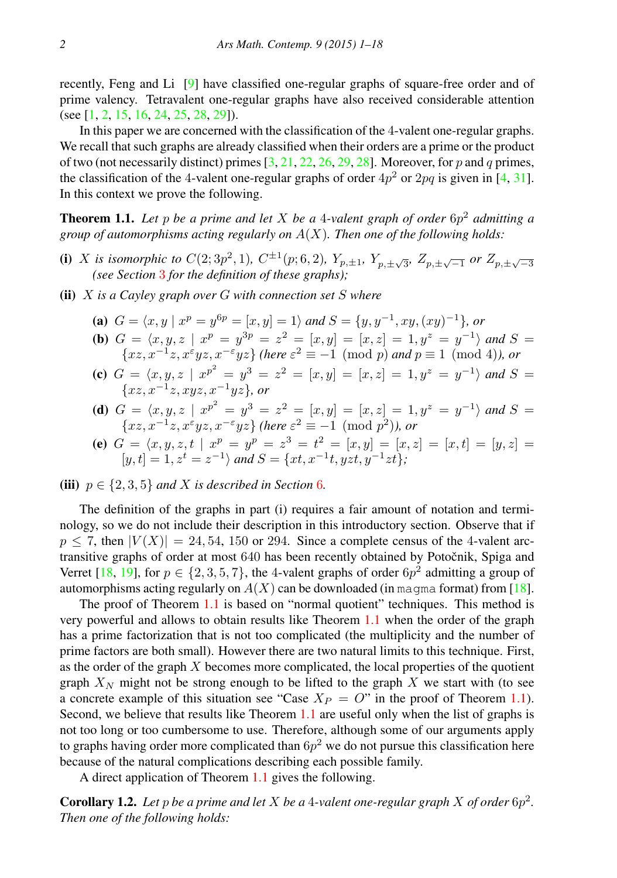recently, Feng and Li [9] have classified one-regular graphs of square-free order and of prime valency. Tetravalent one-regular graphs have also received considerable attention (see [1, 2, 15, 16, 24, 25, 28, 29]).

In this paper we are concerned with the classification of the $4$-valent one-regular graphs. We recall that such graphs are already classified when their orders are a prime or the product of two (not necessarily distinct) primes [3, 21, 22, 26, 29, 28]. Moreover, for $p$ and $q$ primes, the classification of the $4$-valent one-regular graphs of order $4p^2$ or $2pq$ is given in [4, 31]. In this context we prove the following.

**Theorem 1.1.** *Let $p$ be a prime and let $X$ be a $4$-valent graph of order $6p^2$ admitting a group of automorphisms acting regularly on $A(X)$. Then one of the following holds:*

**(i)** *$X$ is isomorphic to $C(2; 3p^2, 1)$, $C^{\pm 1}(p; 6, 2)$, $Y_{p,\pm 1}$, $Y_{p,\pm\sqrt{3}}$, $Z_{p,\pm\sqrt{-1}}$ or $Z_{p,\pm\sqrt{-3}}$ (see Section 3 for the definition of these graphs);*

**(ii)** *$X$ is a Cayley graph over $G$ with connection set $S$ where*

- **(a)** *$G = \langle x, y \mid x^p = y^{6p} = [x,y] = 1\rangle$ and $S = \{y, y^{-1}, xy, (xy)^{-1}\}$, or*
- **(b)** *$G = \langle x, y, z \mid x^p = y^{3p} = z^2 = [x,y] = [x,z] = 1, y^z = y^{-1}\rangle$ and $S = \{xz, x^{-1}z, x^{\varepsilon}yz, x^{-\varepsilon}yz\}$ (here $\varepsilon^2 \equiv -1 \pmod p$ and $p \equiv 1 \pmod 4$), or*
- **(c)** *$G = \langle x, y, z \mid x^{p^2} = y^3 = z^2 = [x,y] = [x,z] = 1, y^z = y^{-1}\rangle$ and $S = \{xz, x^{-1}z, xyz, x^{-1}yz\}$, or*
- **(d)** *$G = \langle x, y, z \mid x^{p^2} = y^3 = z^2 = [x,y] = [x,z] = 1, y^z = y^{-1}\rangle$ and $S = \{xz, x^{-1}z, x^{\varepsilon}yz, x^{-\varepsilon}yz\}$ (here $\varepsilon^2 \equiv -1 \pmod{p^2}$), or*
- **(e)** *$G = \langle x, y, z, t \mid x^p = y^p = z^3 = t^2 = [x,y] = [x,z] = [x,t] = [y,z] = [y,t] = 1, z^t = z^{-1}\rangle$ and $S = \{xt, x^{-1}t, yzt, y^{-1}zt\}$;*

**(iii)** *$p \in \{2, 3, 5\}$ and $X$ is described in Section 6.*

The definition of the graphs in part (i) requires a fair amount of notation and terminology, so we do not include their description in this introductory section. Observe that if $p \leq 7$, then $|V(X)| = 24, 54, 150$ or $294$. Since a complete census of the $4$-valent arc-transitive graphs of order at most $640$ has been recently obtained by Potočnik, Spiga and Verret [18, 19], for $p \in \{2, 3, 5, 7\}$, the $4$-valent graphs of order $6p^2$ admitting a group of automorphisms acting regularly on $A(X)$ can be downloaded (in `magma` format) from [18].

The proof of Theorem 1.1 is based on "normal quotient" techniques. This method is very powerful and allows to obtain results like Theorem 1.1 when the order of the graph has a prime factorization that is not too complicated (the multiplicity and the number of prime factors are both small). However there are two natural limits to this technique. First, as the order of the graph $X$ becomes more complicated, the local properties of the quotient graph $X_N$ might not be strong enough to be lifted to the graph $X$ we start with (to see a concrete example of this situation see "Case $X_P = O$" in the proof of Theorem 1.1). Second, we believe that results like Theorem 1.1 are useful only when the list of graphs is not too long or too cumbersome to use. Therefore, although some of our arguments apply to graphs having order more complicated than $6p^2$ we do not pursue this classification here because of the natural complications describing each possible family.

A direct application of Theorem 1.1 gives the following.

**Corollary 1.2.** *Let $p$ be a prime and let $X$ be a $4$-valent one-regular graph $X$ of order $6p^2$. Then one of the following holds:*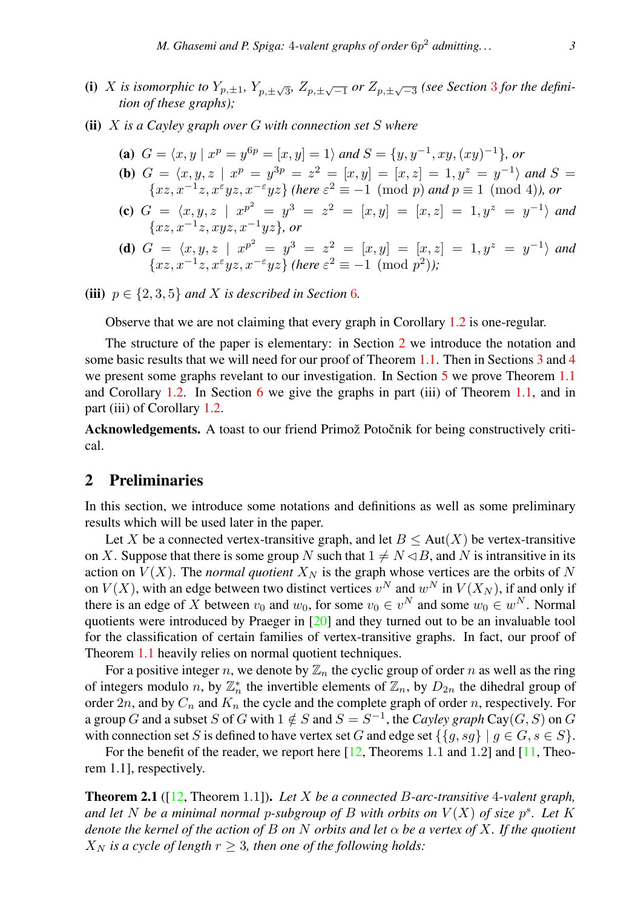**(i)** *$X$ is isomorphic to $Y_{p,\pm 1}$, $Y_{p,\pm\sqrt{3}}$, $Z_{p,\pm\sqrt{-1}}$ or $Z_{p,\pm\sqrt{-3}}$ (see Section 3 for the definition of these graphs);*

**(ii)** *$X$ is a Cayley graph over $G$ with connection set $S$ where*

- **(a)** $G = \langle x, y \mid x^p = y^{6p} = [x,y] = 1\rangle$ *and* $S = \{y, y^{-1}, xy, (xy)^{-1}\}$*, or*
- **(b)** $G = \langle x, y, z \mid x^p = y^{3p} = z^2 = [x,y] = [x,z] = 1, y^z = y^{-1}\rangle$ *and* $S = \{xz, x^{-1}z, x^{\varepsilon}yz, x^{-\varepsilon}yz\}$ *(here $\varepsilon^2 \equiv -1 \pmod p$ and $p \equiv 1 \pmod 4$), or*
- **(c)** $G = \langle x, y, z \mid x^{p^2} = y^3 = z^2 = [x,y] = [x,z] = 1, y^z = y^{-1}\rangle$ *and* $\{xz, x^{-1}z, xyz, x^{-1}yz\}$*, or*
- **(d)** $G = \langle x, y, z \mid x^{p^2} = y^3 = z^2 = [x,y] = [x,z] = 1, y^z = y^{-1}\rangle$ *and* $\{xz, x^{-1}z, x^{\varepsilon}yz, x^{-\varepsilon}yz\}$ *(here $\varepsilon^2 \equiv -1 \pmod{p^2}$);*

**(iii)** *$p \in \{2,3,5\}$ and $X$ is described in Section 6.*

Observe that we are not claiming that every graph in Corollary 1.2 is one-regular.

The structure of the paper is elementary: in Section 2 we introduce the notation and some basic results that we will need for our proof of Theorem 1.1. Then in Sections 3 and 4 we present some graphs revelant to our investigation. In Section 5 we prove Theorem 1.1 and Corollary 1.2. In Section 6 we give the graphs in part (iii) of Theorem 1.1, and in part (iii) of Corollary 1.2.

**Acknowledgements.** A toast to our friend Primož Potočnik for being constructively critical.

## 2 Preliminaries

In this section, we introduce some notations and definitions as well as some preliminary results which will be used later in the paper.

Let $X$ be a connected vertex-transitive graph, and let $B \leq \mathrm{Aut}(X)$ be vertex-transitive on $X$. Suppose that there is some group $N$ such that $1 \neq N \lhd B$, and $N$ is intransitive in its action on $V(X)$. The *normal quotient* $X_N$ is the graph whose vertices are the orbits of $N$ on $V(X)$, with an edge between two distinct vertices $v^N$ and $w^N$ in $V(X_N)$, if and only if there is an edge of $X$ between $v_0$ and $w_0$, for some $v_0 \in v^N$ and some $w_0 \in w^N$. Normal quotients were introduced by Praeger in [20] and they turned out to be an invaluable tool for the classification of certain families of vertex-transitive graphs. In fact, our proof of Theorem 1.1 heavily relies on normal quotient techniques.

For a positive integer $n$, we denote by $\mathbb{Z}_n$ the cyclic group of order $n$ as well as the ring of integers modulo $n$, by $\mathbb{Z}_n^*$ the invertible elements of $\mathbb{Z}_n$, by $D_{2n}$ the dihedral group of order $2n$, and by $C_n$ and $K_n$ the cycle and the complete graph of order $n$, respectively. For a group $G$ and a subset $S$ of $G$ with $1 \notin S$ and $S = S^{-1}$, the *Cayley graph* $\mathrm{Cay}(G,S)$ on $G$ with connection set $S$ is defined to have vertex set $G$ and edge set $\{\{g, sg\} \mid g \in G, s \in S\}$.

For the benefit of the reader, we report here [12, Theorems 1.1 and 1.2] and [11, Theorem 1.1], respectively.

**Theorem 2.1** ([12, Theorem 1.1])**.** *Let $X$ be a connected $B$-arc-transitive 4-valent graph, and let $N$ be a minimal normal $p$-subgroup of $B$ with orbits on $V(X)$ of size $p^s$. Let $K$ denote the kernel of the action of $B$ on $N$ orbits and let $\alpha$ be a vertex of $X$. If the quotient $X_N$ is a cycle of length $r \geq 3$, then one of the following holds:*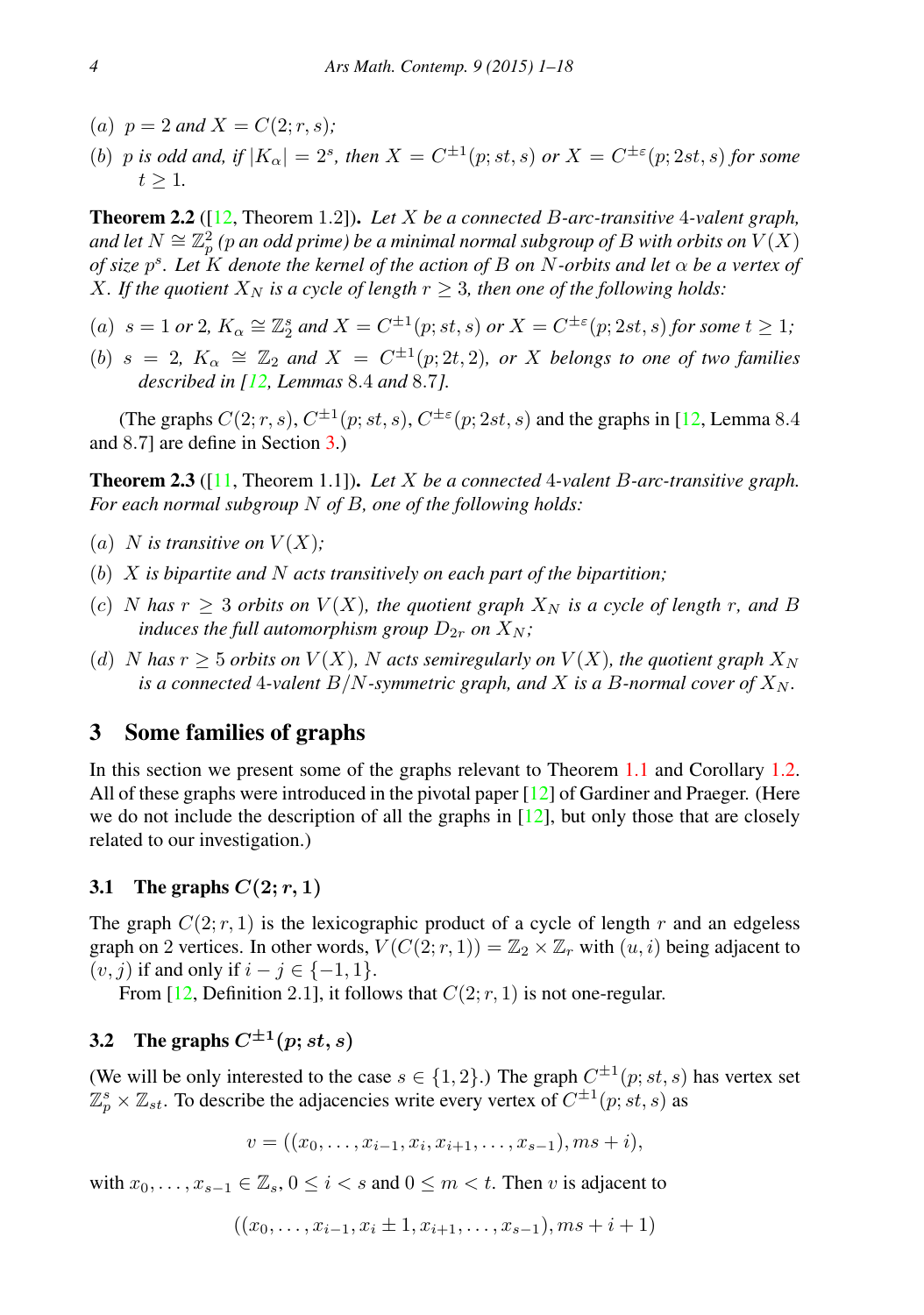(a) $p = 2$ and $X = C(2; r, s)$;

(b) $p$ is odd and, if $|K_\alpha| = 2^s$, then $X = C^{\pm 1}(p; st, s)$ or $X = C^{\pm\varepsilon}(p; 2st, s)$ for some $t \geq 1$.

**Theorem 2.2** ([12, Theorem 1.2]). *Let $X$ be a connected $B$-arc-transitive 4-valent graph, and let $N \cong \mathbb{Z}_p^2$ ($p$ an odd prime) be a minimal normal subgroup of $B$ with orbits on $V(X)$ of size $p^s$. Let $K$ denote the kernel of the action of $B$ on $N$-orbits and let $\alpha$ be a vertex of $X$. If the quotient $X_N$ is a cycle of length $r \geq 3$, then one of the following holds:*

(a) $s = 1$ or $2$, $K_\alpha \cong \mathbb{Z}_2^s$ and $X = C^{\pm 1}(p; st, s)$ or $X = C^{\pm\varepsilon}(p; 2st, s)$ for some $t \geq 1$;

(b) $s = 2$, $K_\alpha \cong \mathbb{Z}_2$ and $X = C^{\pm 1}(p; 2t, 2)$, or $X$ belongs to one of two families described in [12, Lemmas 8.4 and 8.7].

(The graphs $C(2; r, s)$, $C^{\pm 1}(p; st, s)$, $C^{\pm\varepsilon}(p; 2st, s)$ and the graphs in [12, Lemma 8.4 and 8.7] are define in Section 3.)

**Theorem 2.3** ([11, Theorem 1.1]). *Let $X$ be a connected 4-valent $B$-arc-transitive graph. For each normal subgroup $N$ of $B$, one of the following holds:*

(a) $N$ is transitive on $V(X)$;

(b) $X$ is bipartite and $N$ acts transitively on each part of the bipartition;

(c) $N$ has $r \geq 3$ orbits on $V(X)$, the quotient graph $X_N$ is a cycle of length $r$, and $B$ induces the full automorphism group $D_{2r}$ on $X_N$;

(d) $N$ has $r \geq 5$ orbits on $V(X)$, $N$ acts semiregularly on $V(X)$, the quotient graph $X_N$ is a connected 4-valent $B/N$-symmetric graph, and $X$ is a $B$-normal cover of $X_N$.

## 3 Some families of graphs

In this section we present some of the graphs relevant to Theorem 1.1 and Corollary 1.2. All of these graphs were introduced in the pivotal paper [12] of Gardiner and Praeger. (Here we do not include the description of all the graphs in [12], but only those that are closely related to our investigation.)

### 3.1 The graphs $C(2; r, 1)$

The graph $C(2; r, 1)$ is the lexicographic product of a cycle of length $r$ and an edgeless graph on 2 vertices. In other words, $V(C(2; r, 1)) = \mathbb{Z}_2 \times \mathbb{Z}_r$ with $(u, i)$ being adjacent to $(v, j)$ if and only if $i - j \in \{-1, 1\}$.

From [12, Definition 2.1], it follows that $C(2; r, 1)$ is not one-regular.

### 3.2 The graphs $C^{\pm 1}(p; st, s)$

(We will be only interested to the case $s \in \{1, 2\}$.) The graph $C^{\pm 1}(p; st, s)$ has vertex set $\mathbb{Z}_p^s \times \mathbb{Z}_{st}$. To describe the adjacencies write every vertex of $C^{\pm 1}(p; st, s)$ as

$$v = ((x_0, \ldots, x_{i-1}, x_i, x_{i+1}, \ldots, x_{s-1}), ms + i),$$

with $x_0, \ldots, x_{s-1} \in \mathbb{Z}_s$, $0 \leq i < s$ and $0 \leq m < t$. Then $v$ is adjacent to

$$((x_0, \ldots, x_{i-1}, x_i \pm 1, x_{i+1}, \ldots, x_{s-1}), ms + i + 1)$$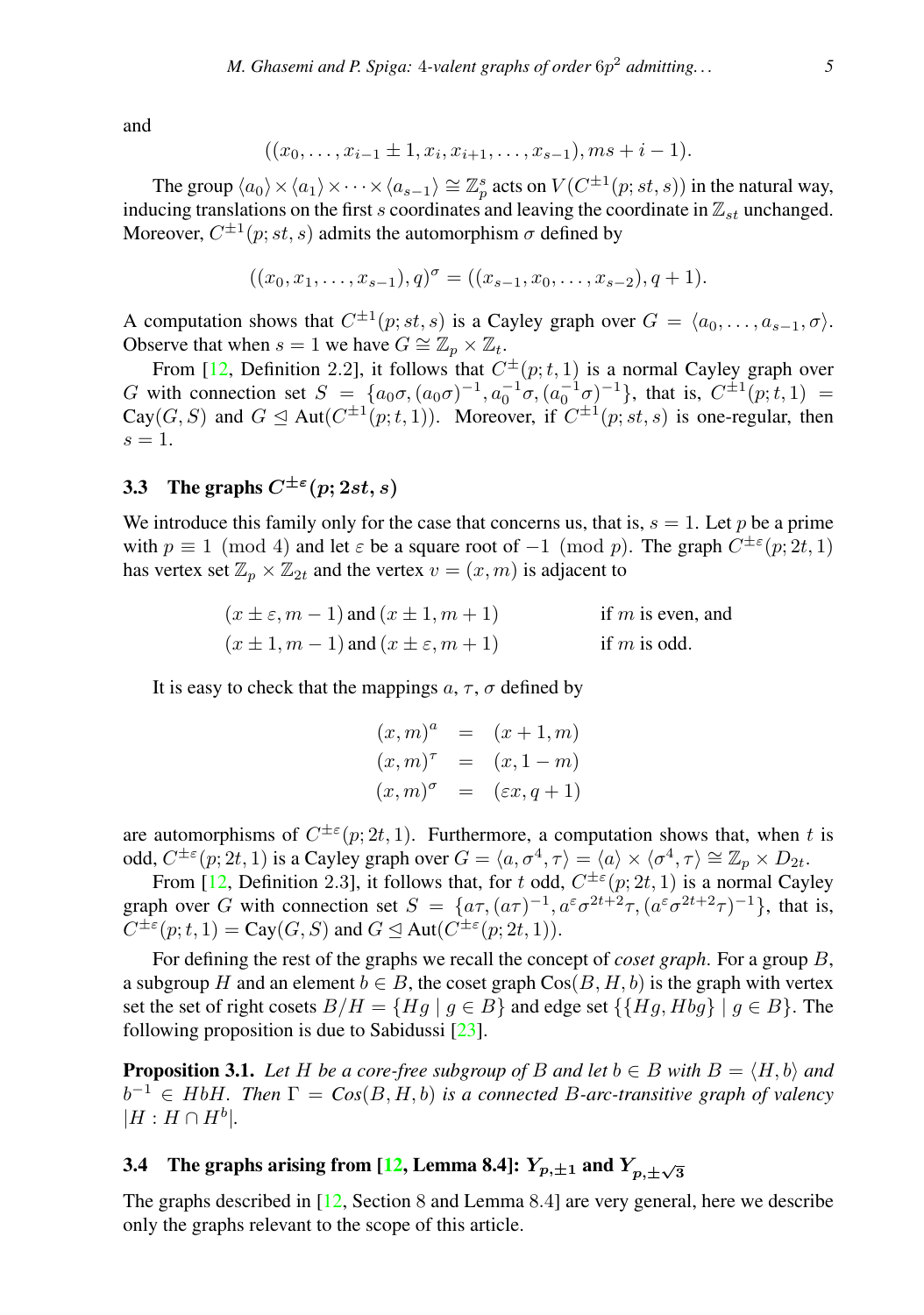and

$$((x_0, \dots, x_{i-1} \pm 1, x_i, x_{i+1}, \dots, x_{s-1}), ms + i - 1).$$

The group $\langle a_0 \rangle \times \langle a_1 \rangle \times \cdots \times \langle a_{s-1} \rangle \cong \mathbb{Z}_p^s$ acts on $V(C^{\pm 1}(p; st, s))$ in the natural way, inducing translations on the first $s$ coordinates and leaving the coordinate in $\mathbb{Z}_{st}$ unchanged. Moreover, $C^{\pm 1}(p; st, s)$ admits the automorphism $\sigma$ defined by

$$((x_0, x_1, \dots, x_{s-1}), q)^\sigma = ((x_{s-1}, x_0, \dots, x_{s-2}), q + 1).$$

A computation shows that $C^{\pm 1}(p; st, s)$ is a Cayley graph over $G = \langle a_0, \dots, a_{s-1}, \sigma \rangle$. Observe that when $s = 1$ we have $G \cong \mathbb{Z}_p \times \mathbb{Z}_t$.

From [12, Definition 2.2], it follows that $C^{\pm}(p; t, 1)$ is a normal Cayley graph over $G$ with connection set $S = \{a_0\sigma, (a_0\sigma)^{-1}, a_0^{-1}\sigma, (a_0^{-1}\sigma)^{-1}\}$, that is, $C^{\pm 1}(p; t, 1) = \mathrm{Cay}(G, S)$ and $G \trianglelefteq \mathrm{Aut}(C^{\pm 1}(p; t, 1))$. Moreover, if $C^{\pm 1}(p; st, s)$ is one-regular, then $s = 1$.

### 3.3 The graphs $C^{\pm\varepsilon}(p; 2st, s)$

We introduce this family only for the case that concerns us, that is, $s = 1$. Let $p$ be a prime with $p \equiv 1 \pmod 4$ and let $\varepsilon$ be a square root of $-1 \pmod p$. The graph $C^{\pm\varepsilon}(p; 2t, 1)$ has vertex set $\mathbb{Z}_p \times \mathbb{Z}_{2t}$ and the vertex $v = (x, m)$ is adjacent to

$$\begin{array}{ll} (x \pm \varepsilon, m - 1) \text{ and } (x \pm 1, m + 1) & \text{if } m \text{ is even, and} \\ (x \pm 1, m - 1) \text{ and } (x \pm \varepsilon, m + 1) & \text{if } m \text{ is odd.} \end{array}$$

It is easy to check that the mappings $a$, $\tau$, $\sigma$ defined by

$$\begin{array}{rcl} (x, m)^a & = & (x + 1, m) \\ (x, m)^\tau & = & (x, 1 - m) \\ (x, m)^\sigma & = & (\varepsilon x, q + 1) \end{array}$$

are automorphisms of $C^{\pm\varepsilon}(p; 2t, 1)$. Furthermore, a computation shows that, when $t$ is odd, $C^{\pm\varepsilon}(p; 2t, 1)$ is a Cayley graph over $G = \langle a, \sigma^4, \tau \rangle = \langle a \rangle \times \langle \sigma^4, \tau \rangle \cong \mathbb{Z}_p \times D_{2t}$.

From [12, Definition 2.3], it follows that, for $t$ odd, $C^{\pm\varepsilon}(p; 2t, 1)$ is a normal Cayley graph over $G$ with connection set $S = \{a\tau, (a\tau)^{-1}, a^\varepsilon\sigma^{2t+2}\tau, (a^\varepsilon\sigma^{2t+2}\tau)^{-1}\}$, that is, $C^{\pm\varepsilon}(p; t, 1) = \mathrm{Cay}(G, S)$ and $G \trianglelefteq \mathrm{Aut}(C^{\pm\varepsilon}(p; 2t, 1))$.

For defining the rest of the graphs we recall the concept of *coset graph*. For a group $B$, a subgroup $H$ and an element $b \in B$, the coset graph $\mathrm{Cos}(B, H, b)$ is the graph with vertex set the set of right cosets $B/H = \{Hg \mid g \in B\}$ and edge set $\{\{Hg, Hbg\} \mid g \in B\}$. The following proposition is due to Sabidussi [23].

**Proposition 3.1.** *Let $H$ be a core-free subgroup of $B$ and let $b \in B$ with $B = \langle H, b \rangle$ and $b^{-1} \in HbH$. Then $\Gamma = \mathrm{Cos}(B, H, b)$ is a connected $B$-arc-transitive graph of valency $|H : H \cap H^b|$.*

### 3.4 The graphs arising from [12, Lemma 8.4]: $Y_{p,\pm 1}$ and $Y_{p,\pm\sqrt{3}}$

The graphs described in [12, Section 8 and Lemma 8.4] are very general, here we describe only the graphs relevant to the scope of this article.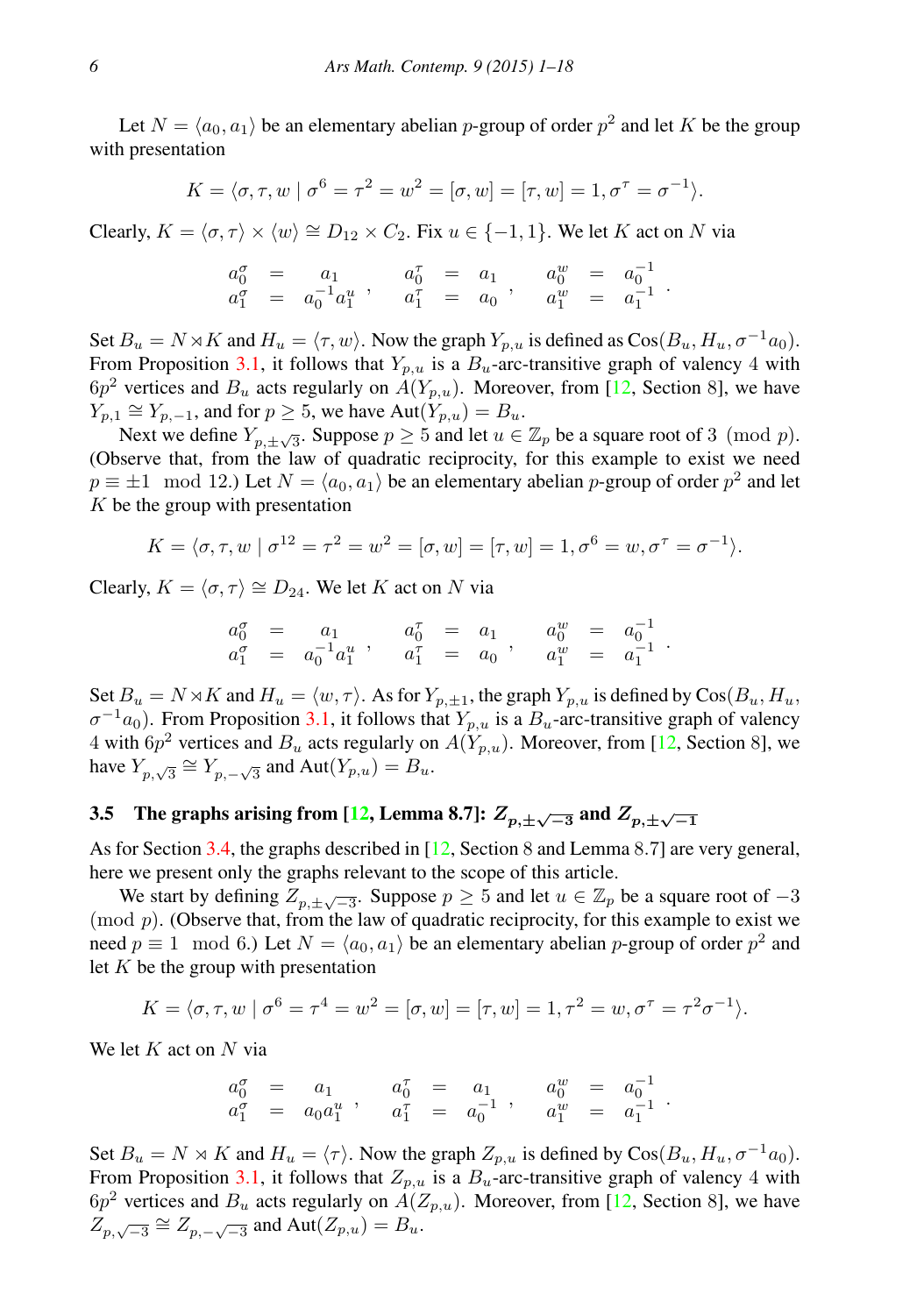Let $N = \langle a_0, a_1 \rangle$ be an elementary abelian $p$-group of order $p^2$ and let $K$ be the group with presentation

$$K = \langle \sigma, \tau, w \mid \sigma^6 = \tau^2 = w^2 = [\sigma, w] = [\tau, w] = 1, \sigma^\tau = \sigma^{-1} \rangle.$$

Clearly, $K = \langle \sigma, \tau \rangle \times \langle w \rangle \cong D_{12} \times C_2$. Fix $u \in \{-1, 1\}$. We let $K$ act on $N$ via

$$\begin{array}{rcl} a_0^\sigma & = & a_1 \\ a_1^\sigma & = & a_0^{-1} a_1^u \end{array}, \quad \begin{array}{rcl} a_0^\tau & = & a_1 \\ a_1^\tau & = & a_0 \end{array}, \quad \begin{array}{rcl} a_0^w & = & a_0^{-1} \\ a_1^w & = & a_1^{-1} \end{array}.$$

Set $B_u = N \rtimes K$ and $H_u = \langle \tau, w \rangle$. Now the graph $Y_{p,u}$ is defined as $\mathrm{Cos}(B_u, H_u, \sigma^{-1} a_0)$. From Proposition 3.1, it follows that $Y_{p,u}$ is a $B_u$-arc-transitive graph of valency 4 with $6p^2$ vertices and $B_u$ acts regularly on $A(Y_{p,u})$. Moreover, from [12, Section 8], we have $Y_{p,1} \cong Y_{p,-1}$, and for $p \geq 5$, we have $\mathrm{Aut}(Y_{p,u}) = B_u$.

Next we define $Y_{p,\pm\sqrt{3}}$. Suppose $p \geq 5$ and let $u \in \mathbb{Z}_p$ be a square root of $3 \pmod p$. (Observe that, from the law of quadratic reciprocity, for this example to exist we need $p \equiv \pm 1 \mod 12$.) Let $N = \langle a_0, a_1 \rangle$ be an elementary abelian $p$-group of order $p^2$ and let $K$ be the group with presentation

$$K = \langle \sigma, \tau, w \mid \sigma^{12} = \tau^2 = w^2 = [\sigma, w] = [\tau, w] = 1, \sigma^6 = w, \sigma^\tau = \sigma^{-1} \rangle.$$

Clearly, $K = \langle \sigma, \tau \rangle \cong D_{24}$. We let $K$ act on $N$ via

$$\begin{array}{rcl} a_0^\sigma & = & a_1 \\ a_1^\sigma & = & a_0^{-1} a_1^u \end{array}, \quad \begin{array}{rcl} a_0^\tau & = & a_1 \\ a_1^\tau & = & a_0 \end{array}, \quad \begin{array}{rcl} a_0^w & = & a_0^{-1} \\ a_1^w & = & a_1^{-1} \end{array}.$$

Set $B_u = N \rtimes K$ and $H_u = \langle w, \tau \rangle$. As for $Y_{p,\pm 1}$, the graph $Y_{p,u}$ is defined by $\mathrm{Cos}(B_u, H_u, \sigma^{-1} a_0)$. From Proposition 3.1, it follows that $Y_{p,u}$ is a $B_u$-arc-transitive graph of valency 4 with $6p^2$ vertices and $B_u$ acts regularly on $A(Y_{p,u})$. Moreover, from [12, Section 8], we have $Y_{p,\sqrt{3}} \cong Y_{p,-\sqrt{3}}$ and $\mathrm{Aut}(Y_{p,u}) = B_u$.

### 3.5 The graphs arising from [12, Lemma 8.7]: $Z_{p,\pm\sqrt{-3}}$ and $Z_{p,\pm\sqrt{-1}}$

As for Section 3.4, the graphs described in [12, Section 8 and Lemma 8.7] are very general, here we present only the graphs relevant to the scope of this article.

We start by defining $Z_{p,\pm\sqrt{-3}}$. Suppose $p \geq 5$ and let $u \in \mathbb{Z}_p$ be a square root of $-3 \pmod p$. (Observe that, from the law of quadratic reciprocity, for this example to exist we need $p \equiv 1 \mod 6$.) Let $N = \langle a_0, a_1 \rangle$ be an elementary abelian $p$-group of order $p^2$ and let $K$ be the group with presentation

$$K = \langle \sigma, \tau, w \mid \sigma^6 = \tau^4 = w^2 = [\sigma, w] = [\tau, w] = 1, \tau^2 = w, \sigma^\tau = \tau^2 \sigma^{-1} \rangle.$$

We let $K$ act on $N$ via

$$\begin{array}{rcl} a_0^\sigma & = & a_1 \\ a_1^\sigma & = & a_0 a_1^u \end{array}, \quad \begin{array}{rcl} a_0^\tau & = & a_1 \\ a_1^\tau & = & a_0^{-1} \end{array}, \quad \begin{array}{rcl} a_0^w & = & a_0^{-1} \\ a_1^w & = & a_1^{-1} \end{array}.$$

Set $B_u = N \rtimes K$ and $H_u = \langle \tau \rangle$. Now the graph $Z_{p,u}$ is defined by $\mathrm{Cos}(B_u, H_u, \sigma^{-1} a_0)$. From Proposition 3.1, it follows that $Z_{p,u}$ is a $B_u$-arc-transitive graph of valency 4 with $6p^2$ vertices and $B_u$ acts regularly on $A(Z_{p,u})$. Moreover, from [12, Section 8], we have $Z_{p,\sqrt{-3}} \cong Z_{p,-\sqrt{-3}}$ and $\mathrm{Aut}(Z_{p,u}) = B_u$.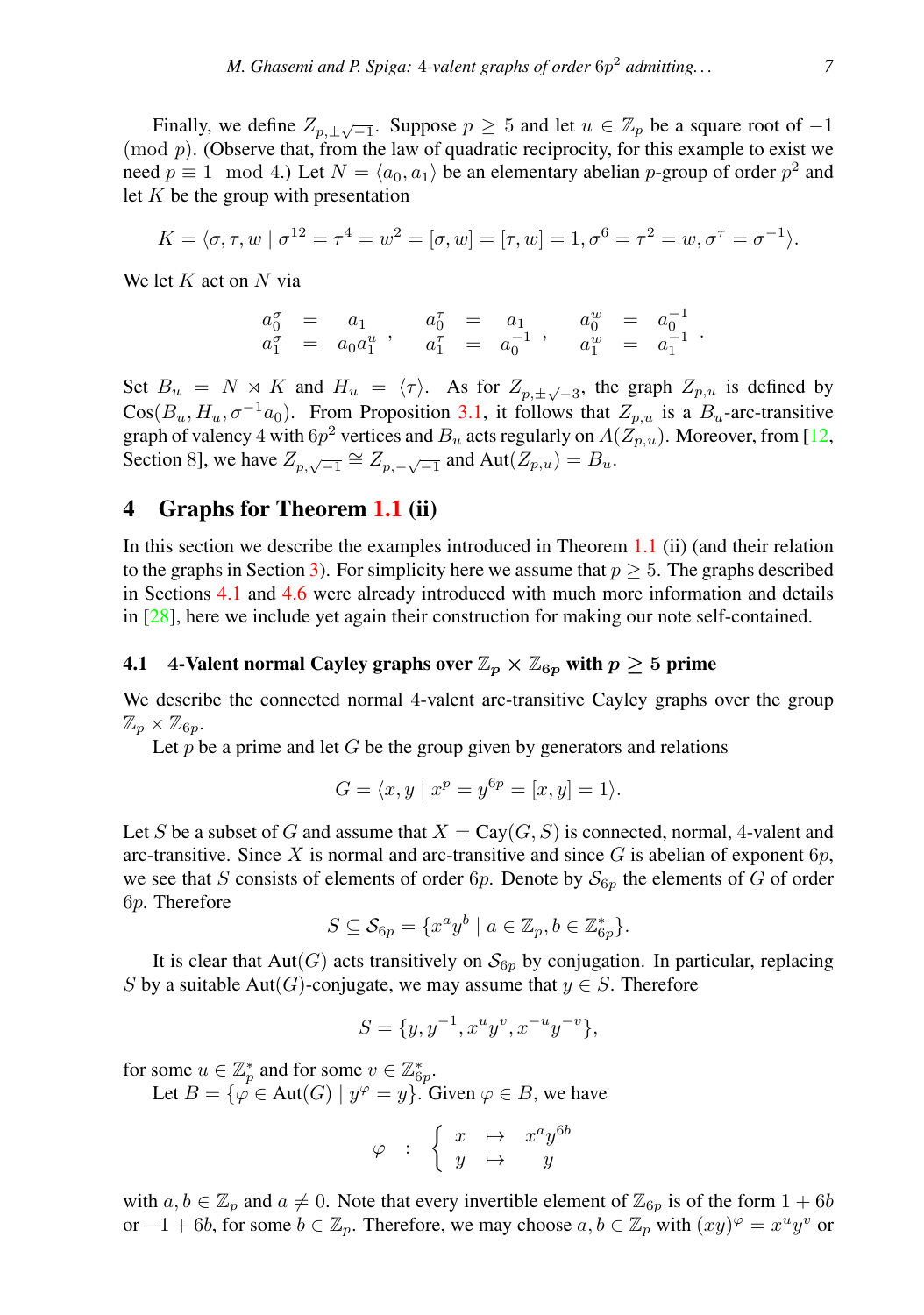Finally, we define $Z_{p,\pm\sqrt{-1}}$. Suppose $p \geq 5$ and let $u \in \mathbb{Z}_p$ be a square root of $-1 \pmod p$. (Observe that, from the law of quadratic reciprocity, for this example to exist we need $p \equiv 1 \mod 4$.) Let $N = \langle a_0, a_1 \rangle$ be an elementary abelian $p$-group of order $p^2$ and let $K$ be the group with presentation

$$K = \langle \sigma, \tau, w \mid \sigma^{12} = \tau^4 = w^2 = [\sigma, w] = [\tau, w] = 1, \sigma^6 = \tau^2 = w, \sigma^\tau = \sigma^{-1} \rangle.$$

We let $K$ act on $N$ via

$$\begin{array}{rcl} a_0^\sigma & = & a_1 \\ a_1^\sigma & = & a_0 a_1^u \end{array}, \quad \begin{array}{rcl} a_0^\tau & = & a_1 \\ a_1^\tau & = & a_0^{-1} \end{array}, \quad \begin{array}{rcl} a_0^w & = & a_0^{-1} \\ a_1^w & = & a_1^{-1} \end{array}.$$

Set $B_u = N \rtimes K$ and $H_u = \langle \tau \rangle$. As for $Z_{p,\pm\sqrt{-3}}$, the graph $Z_{p,u}$ is defined by $\mathrm{Cos}(B_u, H_u, \sigma^{-1} a_0)$. From Proposition 3.1, it follows that $Z_{p,u}$ is a $B_u$-arc-transitive graph of valency 4 with $6p^2$ vertices and $B_u$ acts regularly on $A(Z_{p,u})$. Moreover, from [12, Section 8], we have $Z_{p,\sqrt{-1}} \cong Z_{p,-\sqrt{-1}}$ and $\mathrm{Aut}(Z_{p,u}) = B_u$.

## 4 Graphs for Theorem 1.1 (ii)

In this section we describe the examples introduced in Theorem 1.1 (ii) (and their relation to the graphs in Section 3). For simplicity here we assume that $p \geq 5$. The graphs described in Sections 4.1 and 4.6 were already introduced with much more information and details in [28], here we include yet again their construction for making our note self-contained.

### 4.1 4-Valent normal Cayley graphs over $\mathbb{Z}_p \times \mathbb{Z}_{6p}$ with $p \geq 5$ prime

We describe the connected normal 4-valent arc-transitive Cayley graphs over the group $\mathbb{Z}_p \times \mathbb{Z}_{6p}$.

Let $p$ be a prime and let $G$ be the group given by generators and relations

$$G = \langle x, y \mid x^p = y^{6p} = [x, y] = 1 \rangle.$$

Let $S$ be a subset of $G$ and assume that $X = \mathrm{Cay}(G, S)$ is connected, normal, 4-valent and arc-transitive. Since $X$ is normal and arc-transitive and since $G$ is abelian of exponent $6p$, we see that $S$ consists of elements of order $6p$. Denote by $\mathcal{S}_{6p}$ the elements of $G$ of order $6p$. Therefore

$$S \subseteq \mathcal{S}_{6p} = \{x^a y^b \mid a \in \mathbb{Z}_p, b \in \mathbb{Z}_{6p}^*\}.$$

It is clear that $\mathrm{Aut}(G)$ acts transitively on $\mathcal{S}_{6p}$ by conjugation. In particular, replacing $S$ by a suitable $\mathrm{Aut}(G)$-conjugate, we may assume that $y \in S$. Therefore

$$S = \{y, y^{-1}, x^u y^v, x^{-u} y^{-v}\},$$

for some $u \in \mathbb{Z}_p^*$ and for some $v \in \mathbb{Z}_{6p}^*$.

Let $B = \{\varphi \in \mathrm{Aut}(G) \mid y^\varphi = y\}$. Given $\varphi \in B$, we have

$$\varphi \quad : \quad \left\{ \begin{array}{ccc} x & \mapsto & x^a y^{6b} \\ y & \mapsto & y \end{array} \right.$$

with $a, b \in \mathbb{Z}_p$ and $a \neq 0$. Note that every invertible element of $\mathbb{Z}_{6p}$ is of the form $1 + 6b$ or $-1 + 6b$, for some $b \in \mathbb{Z}_p$. Therefore, we may choose $a, b \in \mathbb{Z}_p$ with $(xy)^\varphi = x^u y^v$ or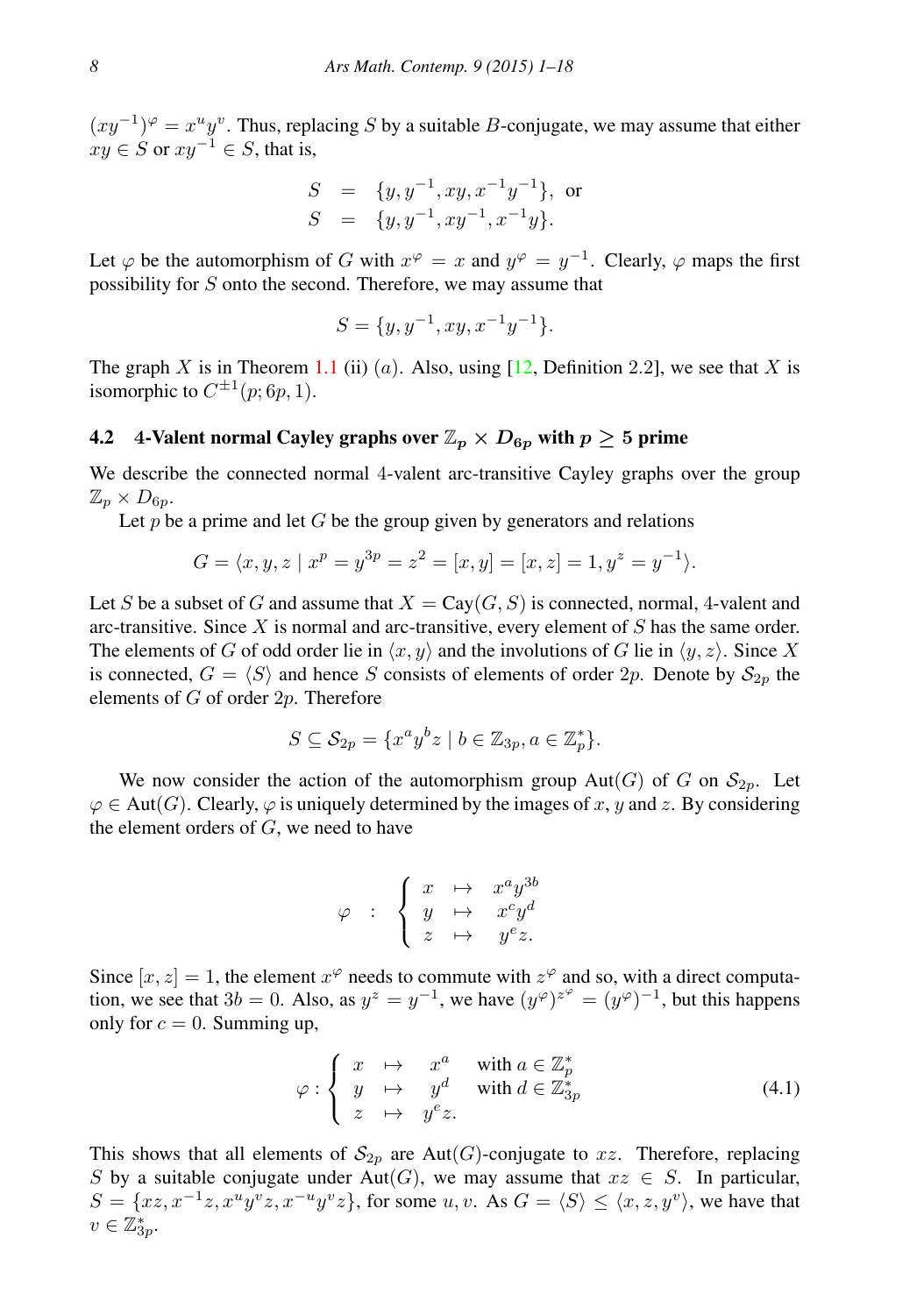$(xy^{-1})^\varphi = x^u y^v$. Thus, replacing $S$ by a suitable $B$-conjugate, we may assume that either $xy \in S$ or $xy^{-1} \in S$, that is,

$$\begin{aligned} S &= \{y, y^{-1}, xy, x^{-1}y^{-1}\}, \text{ or} \\ S &= \{y, y^{-1}, xy^{-1}, x^{-1}y\}. \end{aligned}$$

Let $\varphi$ be the automorphism of $G$ with $x^\varphi = x$ and $y^\varphi = y^{-1}$. Clearly, $\varphi$ maps the first possibility for $S$ onto the second. Therefore, we may assume that

$$S = \{y, y^{-1}, xy, x^{-1}y^{-1}\}.$$

The graph $X$ is in Theorem 1.1 (ii) $(a)$. Also, using [12, Definition 2.2], we see that $X$ is isomorphic to $C^{\pm 1}(p; 6p, 1)$.

### 4.2 4-Valent normal Cayley graphs over $\mathbb{Z}_p \times D_{6p}$ with $p \geq 5$ prime

We describe the connected normal 4-valent arc-transitive Cayley graphs over the group $\mathbb{Z}_p \times D_{6p}$.

Let $p$ be a prime and let $G$ be the group given by generators and relations

$$G = \langle x, y, z \mid x^p = y^{3p} = z^2 = [x, y] = [x, z] = 1, y^z = y^{-1} \rangle.$$

Let $S$ be a subset of $G$ and assume that $X = \mathrm{Cay}(G, S)$ is connected, normal, 4-valent and arc-transitive. Since $X$ is normal and arc-transitive, every element of $S$ has the same order. The elements of $G$ of odd order lie in $\langle x, y \rangle$ and the involutions of $G$ lie in $\langle y, z \rangle$. Since $X$ is connected, $G = \langle S \rangle$ and hence $S$ consists of elements of order $2p$. Denote by $\mathcal{S}_{2p}$ the elements of $G$ of order $2p$. Therefore

$$S \subseteq \mathcal{S}_{2p} = \{x^a y^b z \mid b \in \mathbb{Z}_{3p}, a \in \mathbb{Z}_p^*\}.$$

We now consider the action of the automorphism group $\mathrm{Aut}(G)$ of $G$ on $\mathcal{S}_{2p}$. Let $\varphi \in \mathrm{Aut}(G)$. Clearly, $\varphi$ is uniquely determined by the images of $x$, $y$ and $z$. By considering the element orders of $G$, we need to have

$$\varphi \quad : \quad \begin{cases} x & \mapsto \quad x^a y^{3b} \\ y & \mapsto \quad x^c y^d \\ z & \mapsto \quad y^e z. \end{cases}$$

Since $[x, z] = 1$, the element $x^\varphi$ needs to commute with $z^\varphi$ and so, with a direct computation, we see that $3b = 0$. Also, as $y^z = y^{-1}$, we have $(y^\varphi)^{z^\varphi} = (y^\varphi)^{-1}$, but this happens only for $c = 0$. Summing up,

$$\varphi : \begin{cases} x & \mapsto \quad x^a \quad \text{ with } a \in \mathbb{Z}_p^* \\ y & \mapsto \quad y^d \quad \text{ with } d \in \mathbb{Z}_{3p}^* \\ z & \mapsto \quad y^e z. \end{cases} \tag{4.1}$$

This shows that all elements of $\mathcal{S}_{2p}$ are $\mathrm{Aut}(G)$-conjugate to $xz$. Therefore, replacing $S$ by a suitable conjugate under $\mathrm{Aut}(G)$, we may assume that $xz \in S$. In particular, $S = \{xz, x^{-1}z, x^u y^v z, x^{-u} y^v z\}$, for some $u, v$. As $G = \langle S \rangle \leq \langle x, z, y^v \rangle$, we have that $v \in \mathbb{Z}_{3p}^*$.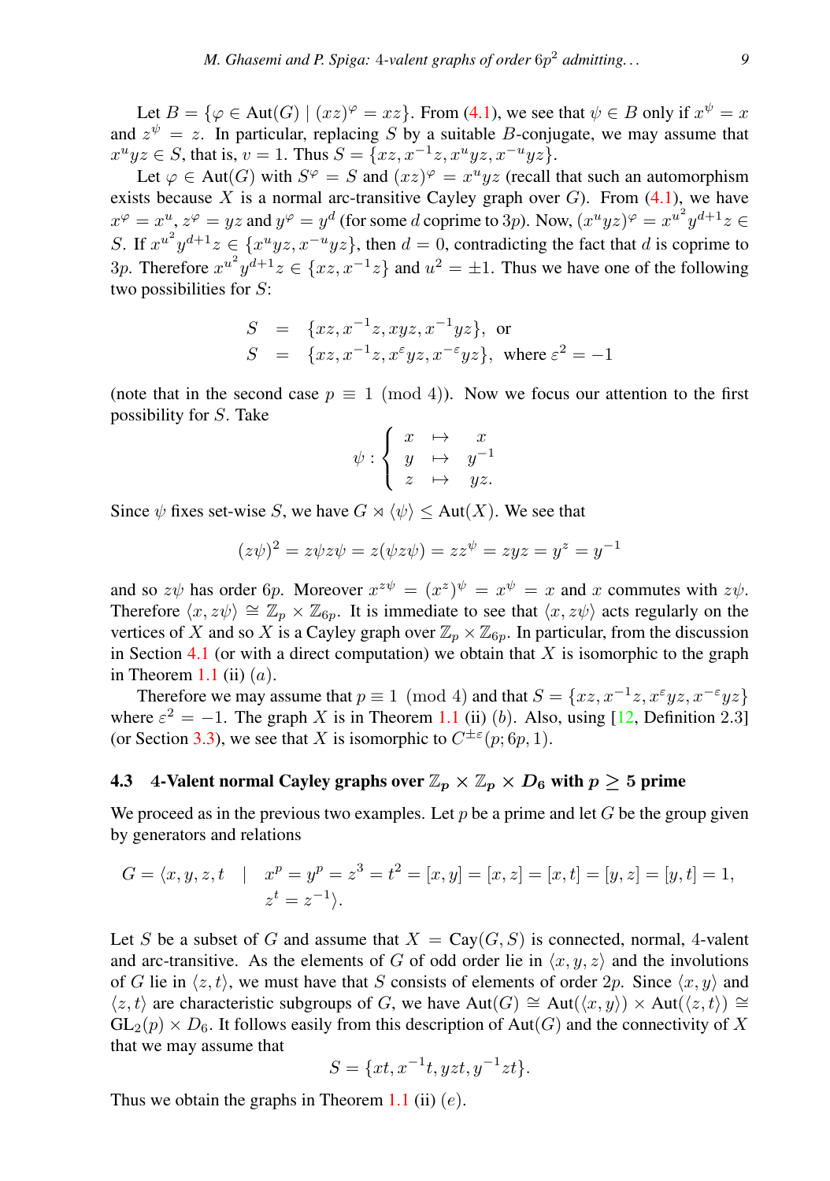Let $B = \{\varphi \in \mathrm{Aut}(G) \mid (xz)^\varphi = xz\}$. From (4.1), we see that $\psi \in B$ only if $x^\psi = x$ and $z^\psi = z$. In particular, replacing $S$ by a suitable $B$-conjugate, we may assume that $x^u yz \in S$, that is, $v = 1$. Thus $S = \{xz, x^{-1}z, x^u yz, x^{-u}yz\}$.

Let $\varphi \in \mathrm{Aut}(G)$ with $S^\varphi = S$ and $(xz)^\varphi = x^u yz$ (recall that such an automorphism exists because $X$ is a normal arc-transitive Cayley graph over $G$). From (4.1), we have $x^\varphi = x^u$, $z^\varphi = yz$ and $y^\varphi = y^d$ (for some $d$ coprime to $3p$). Now, $(x^u yz)^\varphi = x^{u^2} y^{d+1} z \in S$. If $x^{u^2} y^{d+1} z \in \{x^u yz, x^{-u}yz\}$, then $d = 0$, contradicting the fact that $d$ is coprime to $3p$. Therefore $x^{u^2} y^{d+1} z \in \{xz, x^{-1}z\}$ and $u^2 = \pm 1$. Thus we have one of the following two possibilities for $S$:

$$
\begin{aligned}
S &= \{xz, x^{-1}z, xyz, x^{-1}yz\}, \text{ or} \\
S &= \{xz, x^{-1}z, x^\varepsilon yz, x^{-\varepsilon}yz\}, \text{ where } \varepsilon^2 = -1
\end{aligned}
$$

(note that in the second case $p \equiv 1 \pmod 4$). Now we focus our attention to the first possibility for $S$. Take

$$
\psi : \begin{cases} x & \mapsto & x \\ y & \mapsto & y^{-1} \\ z & \mapsto & yz. \end{cases}
$$

Since $\psi$ fixes set-wise $S$, we have $G \rtimes \langle \psi \rangle \leq \mathrm{Aut}(X)$. We see that

$$
(z\psi)^2 = z\psi z\psi = z(\psi z \psi) = zz^\psi = zyz = y^z = y^{-1}
$$

and so $z\psi$ has order $6p$. Moreover $x^{z\psi} = (x^z)^\psi = x^\psi = x$ and $x$ commutes with $z\psi$. Therefore $\langle x, z\psi \rangle \cong \mathbb{Z}_p \times \mathbb{Z}_{6p}$. It is immediate to see that $\langle x, z\psi \rangle$ acts regularly on the vertices of $X$ and so $X$ is a Cayley graph over $\mathbb{Z}_p \times \mathbb{Z}_{6p}$. In particular, from the discussion in Section 4.1 (or with a direct computation) we obtain that $X$ is isomorphic to the graph in Theorem 1.1 (ii) $(a)$.

Therefore we may assume that $p \equiv 1 \pmod 4$ and that $S = \{xz, x^{-1}z, x^\varepsilon yz, x^{-\varepsilon}yz\}$ where $\varepsilon^2 = -1$. The graph $X$ is in Theorem 1.1 (ii) $(b)$. Also, using [12, Definition 2.3] (or Section 3.3), we see that $X$ is isomorphic to $C^{\pm\varepsilon}(p; 6p, 1)$.

### 4.3 4-Valent normal Cayley graphs over $\mathbb{Z}_p \times \mathbb{Z}_p \times D_6$ with $p \geq 5$ prime

We proceed as in the previous two examples. Let $p$ be a prime and let $G$ be the group given by generators and relations

$$
\begin{aligned}
G = \langle x, y, z, t \quad | \quad & x^p = y^p = z^3 = t^2 = [x, y] = [x, z] = [x, t] = [y, z] = [y, t] = 1, \\
& z^t = z^{-1} \rangle.
\end{aligned}
$$

Let $S$ be a subset of $G$ and assume that $X = \mathrm{Cay}(G, S)$ is connected, normal, 4-valent and arc-transitive. As the elements of $G$ of odd order lie in $\langle x, y, z \rangle$ and the involutions of $G$ lie in $\langle z, t \rangle$, we must have that $S$ consists of elements of order $2p$. Since $\langle x, y \rangle$ and $\langle z, t \rangle$ are characteristic subgroups of $G$, we have $\mathrm{Aut}(G) \cong \mathrm{Aut}(\langle x, y \rangle) \times \mathrm{Aut}(\langle z, t \rangle) \cong \mathrm{GL}_2(p) \times D_6$. It follows easily from this description of $\mathrm{Aut}(G)$ and the connectivity of $X$ that we may assume that

$$
S = \{xt, x^{-1}t, yzt, y^{-1}zt\}.
$$

Thus we obtain the graphs in Theorem 1.1 (ii) $(e)$.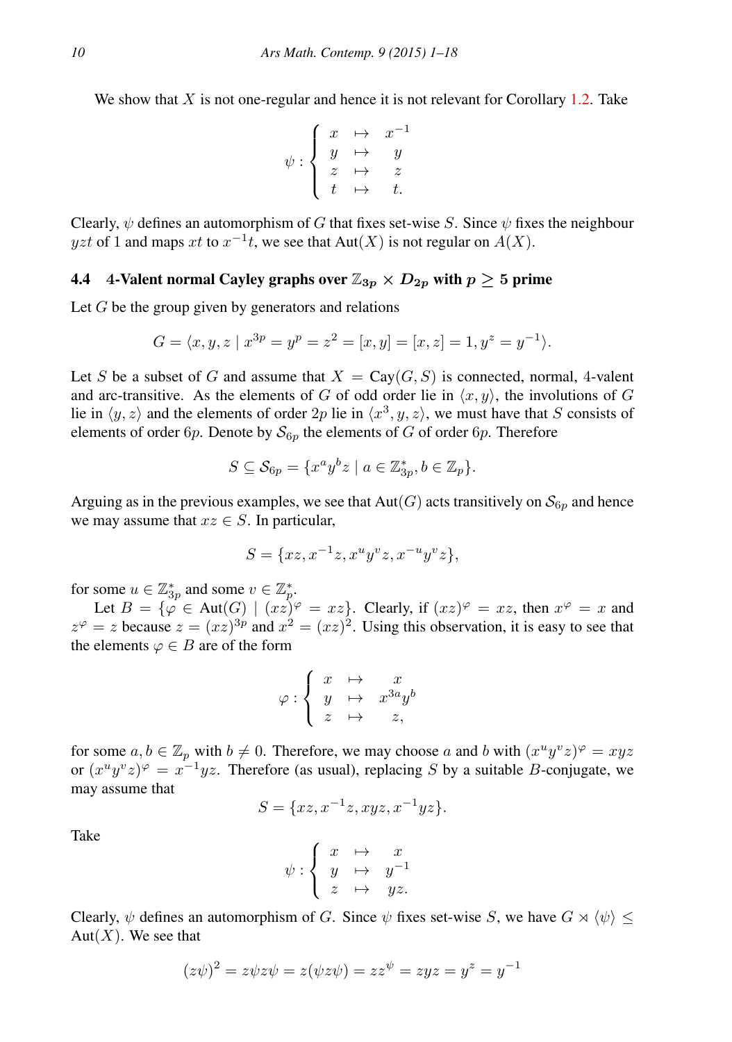We show that $X$ is not one-regular and hence it is not relevant for Corollary 1.2. Take

$$\psi : \left\{ \begin{array}{lcl} x & \mapsto & x^{-1} \\ y & \mapsto & y \\ z & \mapsto & z \\ t & \mapsto & t. \end{array} \right.$$

Clearly, $\psi$ defines an automorphism of $G$ that fixes set-wise $S$. Since $\psi$ fixes the neighbour $yzt$ of 1 and maps $xt$ to $x^{-1}t$, we see that $\mathrm{Aut}(X)$ is not regular on $A(X)$.

### 4.4 4-Valent normal Cayley graphs over $\mathbb{Z}_{3p} \times D_{2p}$ with $p \geq 5$ prime

Let $G$ be the group given by generators and relations

$$G = \langle x, y, z \mid x^{3p} = y^p = z^2 = [x, y] = [x, z] = 1, y^z = y^{-1} \rangle.$$

Let $S$ be a subset of $G$ and assume that $X = \mathrm{Cay}(G, S)$ is connected, normal, 4-valent and arc-transitive. As the elements of $G$ of odd order lie in $\langle x, y \rangle$, the involutions of $G$ lie in $\langle y, z \rangle$ and the elements of order $2p$ lie in $\langle x^3, y, z \rangle$, we must have that $S$ consists of elements of order $6p$. Denote by $\mathcal{S}_{6p}$ the elements of $G$ of order $6p$. Therefore

$$S \subseteq \mathcal{S}_{6p} = \{ x^a y^b z \mid a \in \mathbb{Z}_{3p}^*, b \in \mathbb{Z}_p \}.$$

Arguing as in the previous examples, we see that $\mathrm{Aut}(G)$ acts transitively on $\mathcal{S}_{6p}$ and hence we may assume that $xz \in S$. In particular,

$$S = \{ xz, x^{-1}z, x^u y^v z, x^{-u} y^v z \},$$

for some $u \in \mathbb{Z}_{3p}^*$ and some $v \in \mathbb{Z}_p^*$.

Let $B = \{ \varphi \in \mathrm{Aut}(G) \mid (xz)^\varphi = xz \}$. Clearly, if $(xz)^\varphi = xz$, then $x^\varphi = x$ and $z^\varphi = z$ because $z = (xz)^{3p}$ and $x^2 = (xz)^2$. Using this observation, it is easy to see that the elements $\varphi \in B$ are of the form

$$\varphi : \left\{ \begin{array}{lcl} x & \mapsto & x \\ y & \mapsto & x^{3a} y^b \\ z & \mapsto & z, \end{array} \right.$$

for some $a, b \in \mathbb{Z}_p$ with $b \neq 0$. Therefore, we may choose $a$ and $b$ with $(x^u y^v z)^\varphi = xyz$ or $(x^u y^v z)^\varphi = x^{-1} yz$. Therefore (as usual), replacing $S$ by a suitable $B$-conjugate, we may assume that

$$S = \{ xz, x^{-1}z, xyz, x^{-1}yz \}.$$

Take

$$\psi : \left\{ \begin{array}{lcl} x & \mapsto & x \\ y & \mapsto & y^{-1} \\ z & \mapsto & yz. \end{array} \right.$$

Clearly, $\psi$ defines an automorphism of $G$. Since $\psi$ fixes set-wise $S$, we have $G \rtimes \langle \psi \rangle \leq \mathrm{Aut}(X)$. We see that

$$(z\psi)^2 = z\psi z\psi = z(\psi z \psi) = zz^\psi = zyz = y^z = y^{-1}$$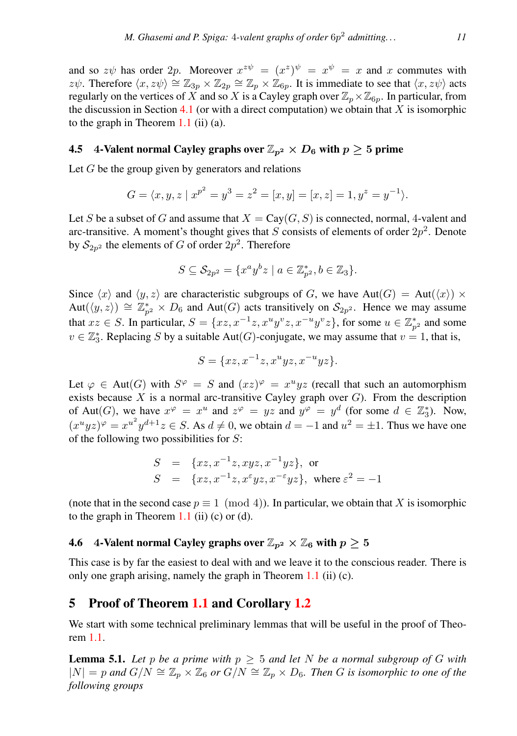and so $z\psi$ has order $2p$. Moreover $x^{z\psi} = (x^z)^\psi = x^\psi = x$ and $x$ commutes with $z\psi$. Therefore $\langle x, z\psi\rangle \cong \mathbb{Z}_{3p} \times \mathbb{Z}_{2p} \cong \mathbb{Z}_p \times \mathbb{Z}_{6p}$. It is immediate to see that $\langle x, z\psi\rangle$ acts regularly on the vertices of $X$ and so $X$ is a Cayley graph over $\mathbb{Z}_p \times \mathbb{Z}_{6p}$. In particular, from the discussion in Section 4.1 (or with a direct computation) we obtain that $X$ is isomorphic to the graph in Theorem 1.1 (ii) (a).

### 4.5 4-Valent normal Cayley graphs over $\mathbb{Z}_{p^2} \times D_6$ with $p \geq 5$ prime

Let $G$ be the group given by generators and relations

$$G = \langle x, y, z \mid x^{p^2} = y^3 = z^2 = [x, y] = [x, z] = 1, y^z = y^{-1}\rangle.$$

Let $S$ be a subset of $G$ and assume that $X = \mathrm{Cay}(G, S)$ is connected, normal, 4-valent and arc-transitive. A moment's thought gives that $S$ consists of elements of order $2p^2$. Denote by $\mathcal{S}_{2p^2}$ the elements of $G$ of order $2p^2$. Therefore

$$S \subseteq \mathcal{S}_{2p^2} = \{x^a y^b z \mid a \in \mathbb{Z}_{p^2}^*, b \in \mathbb{Z}_3\}.$$

Since $\langle x\rangle$ and $\langle y, z\rangle$ are characteristic subgroups of $G$, we have $\mathrm{Aut}(G) = \mathrm{Aut}(\langle x\rangle) \times \mathrm{Aut}(\langle y, z\rangle) \cong \mathbb{Z}_{p^2}^* \times D_6$ and $\mathrm{Aut}(G)$ acts transitively on $\mathcal{S}_{2p^2}$. Hence we may assume that $xz \in S$. In particular, $S = \{xz, x^{-1}z, x^u y^v z, x^{-u} y^v z\}$, for some $u \in \mathbb{Z}_{p^2}^*$ and some $v \in \mathbb{Z}_3^*$. Replacing $S$ by a suitable $\mathrm{Aut}(G)$-conjugate, we may assume that $v = 1$, that is,

$$S = \{xz, x^{-1}z, x^u yz, x^{-u} yz\}.$$

Let $\varphi \in \mathrm{Aut}(G)$ with $S^\varphi = S$ and $(xz)^\varphi = x^u yz$ (recall that such an automorphism exists because $X$ is a normal arc-transitive Cayley graph over $G$). From the description of $\mathrm{Aut}(G)$, we have $x^\varphi = x^u$ and $z^\varphi = yz$ and $y^\varphi = y^d$ (for some $d \in \mathbb{Z}_3^*$). Now, $(x^u yz)^\varphi = x^{u^2} y^{d+1} z \in S$. As $d \neq 0$, we obtain $d = -1$ and $u^2 = \pm 1$. Thus we have one of the following two possibilities for $S$:

$$\begin{aligned} S &= \{xz, x^{-1}z, xyz, x^{-1}yz\}, \text{ or} \\ S &= \{xz, x^{-1}z, x^\varepsilon yz, x^{-\varepsilon} yz\}, \text{ where } \varepsilon^2 = -1 \end{aligned}$$

(note that in the second case $p \equiv 1 \pmod 4$). In particular, we obtain that $X$ is isomorphic to the graph in Theorem 1.1 (ii) (c) or (d).

### 4.6 4-Valent normal Cayley graphs over $\mathbb{Z}_{p^2} \times \mathbb{Z}_6$ with $p \geq 5$

This case is by far the easiest to deal with and we leave it to the conscious reader. There is only one graph arising, namely the graph in Theorem 1.1 (ii) (c).

## 5 Proof of Theorem 1.1 and Corollary 1.2

We start with some technical preliminary lemmas that will be useful in the proof of Theorem 1.1.

**Lemma 5.1.** *Let $p$ be a prime with $p \geq 5$ and let $N$ be a normal subgroup of $G$ with $|N| = p$ and $G/N \cong \mathbb{Z}_p \times \mathbb{Z}_6$ or $G/N \cong \mathbb{Z}_p \times D_6$. Then $G$ is isomorphic to one of the following groups*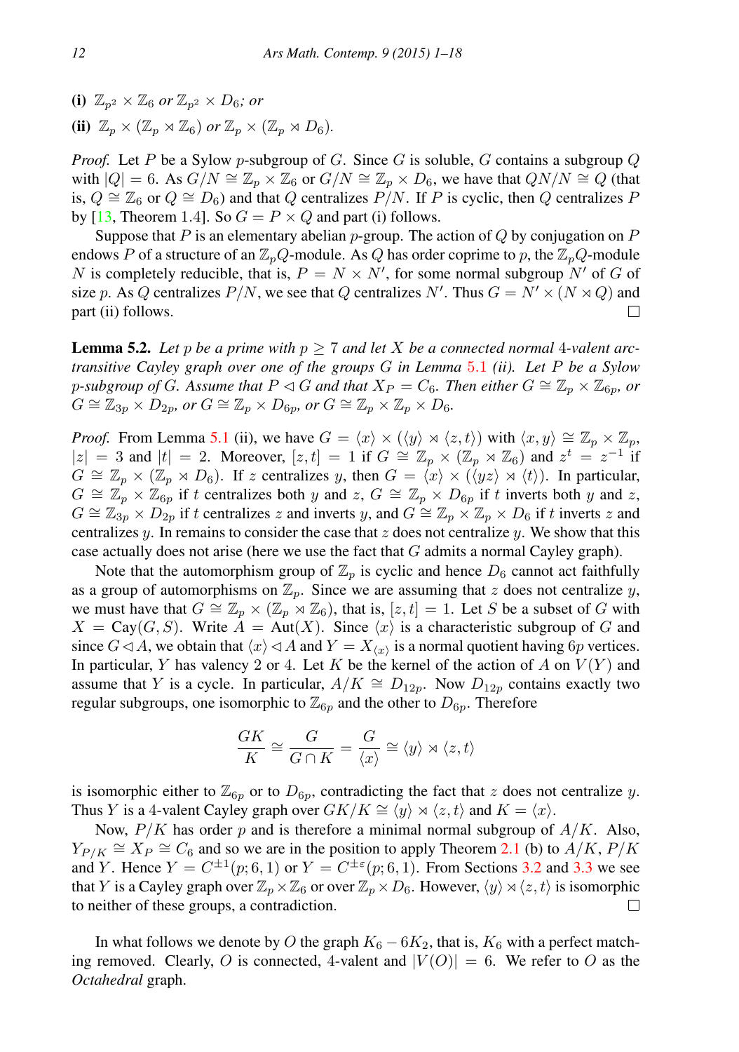**(i)** $\mathbb{Z}_{p^2} \times \mathbb{Z}_6$ *or* $\mathbb{Z}_{p^2} \times D_6$*; or*

**(ii)** $\mathbb{Z}_p \times (\mathbb{Z}_p \rtimes \mathbb{Z}_6)$ *or* $\mathbb{Z}_p \times (\mathbb{Z}_p \rtimes D_6)$*.*

*Proof.* Let $P$ be a Sylow $p$-subgroup of $G$. Since $G$ is soluble, $G$ contains a subgroup $Q$ with $|Q| = 6$. As $G/N \cong \mathbb{Z}_p \times \mathbb{Z}_6$ or $G/N \cong \mathbb{Z}_p \times D_6$, we have that $QN/N \cong Q$ (that is, $Q \cong \mathbb{Z}_6$ or $Q \cong D_6$) and that $Q$ centralizes $P/N$. If $P$ is cyclic, then $Q$ centralizes $P$ by [13, Theorem 1.4]. So $G = P \times Q$ and part (i) follows.

Suppose that $P$ is an elementary abelian $p$-group. The action of $Q$ by conjugation on $P$ endows $P$ of a structure of an $\mathbb{Z}_pQ$-module. As $Q$ has order coprime to $p$, the $\mathbb{Z}_pQ$-module $N$ is completely reducible, that is, $P = N \times N'$, for some normal subgroup $N'$ of $G$ of size $p$. As $Q$ centralizes $P/N$, we see that $Q$ centralizes $N'$. Thus $G = N' \times (N \rtimes Q)$ and part (ii) follows. $\square$

**Lemma 5.2.** *Let $p$ be a prime with $p \geq 7$ and let $X$ be a connected normal 4-valent arc-transitive Cayley graph over one of the groups $G$ in Lemma 5.1 (ii). Let $P$ be a Sylow $p$-subgroup of $G$. Assume that $P \lhd G$ and that $X_P = C_6$. Then either $G \cong \mathbb{Z}_p \times \mathbb{Z}_{6p}$, or $G \cong \mathbb{Z}_{3p} \times D_{2p}$, or $G \cong \mathbb{Z}_p \times D_{6p}$, or $G \cong \mathbb{Z}_p \times \mathbb{Z}_p \times D_6$.*

*Proof.* From Lemma 5.1 (ii), we have $G = \langle x \rangle \times (\langle y \rangle \rtimes \langle z, t \rangle)$ with $\langle x, y \rangle \cong \mathbb{Z}_p \times \mathbb{Z}_p$, $|z| = 3$ and $|t| = 2$. Moreover, $[z, t] = 1$ if $G \cong \mathbb{Z}_p \times (\mathbb{Z}_p \rtimes \mathbb{Z}_6)$ and $z^t = z^{-1}$ if $G \cong \mathbb{Z}_p \times (\mathbb{Z}_p \rtimes D_6)$. If $z$ centralizes $y$, then $G = \langle x \rangle \times (\langle yz \rangle \rtimes \langle t \rangle)$. In particular, $G \cong \mathbb{Z}_p \times \mathbb{Z}_{6p}$ if $t$ centralizes both $y$ and $z$, $G \cong \mathbb{Z}_p \times D_{6p}$ if $t$ inverts both $y$ and $z$, $G \cong \mathbb{Z}_{3p} \times D_{2p}$ if $t$ centralizes $z$ and inverts $y$, and $G \cong \mathbb{Z}_p \times \mathbb{Z}_p \times D_6$ if $t$ inverts $z$ and centralizes $y$. In remains to consider the case that $z$ does not centralize $y$. We show that this case actually does not arise (here we use the fact that $G$ admits a normal Cayley graph).

Note that the automorphism group of $\mathbb{Z}_p$ is cyclic and hence $D_6$ cannot act faithfully as a group of automorphisms on $\mathbb{Z}_p$. Since we are assuming that $z$ does not centralize $y$, we must have that $G \cong \mathbb{Z}_p \times (\mathbb{Z}_p \rtimes \mathbb{Z}_6)$, that is, $[z, t] = 1$. Let $S$ be a subset of $G$ with $X = \mathrm{Cay}(G, S)$. Write $A = \mathrm{Aut}(X)$. Since $\langle x \rangle$ is a characteristic subgroup of $G$ and since $G \lhd A$, we obtain that $\langle x \rangle \lhd A$ and $Y = X_{\langle x \rangle}$ is a normal quotient having $6p$ vertices. In particular, $Y$ has valency 2 or 4. Let $K$ be the kernel of the action of $A$ on $V(Y)$ and assume that $Y$ is a cycle. In particular, $A/K \cong D_{12p}$. Now $D_{12p}$ contains exactly two regular subgroups, one isomorphic to $\mathbb{Z}_{6p}$ and the other to $D_{6p}$. Therefore

$$\frac{GK}{K} \cong \frac{G}{G \cap K} = \frac{G}{\langle x \rangle} \cong \langle y \rangle \rtimes \langle z, t \rangle$$

is isomorphic either to $\mathbb{Z}_{6p}$ or to $D_{6p}$, contradicting the fact that $z$ does not centralize $y$. Thus $Y$ is a 4-valent Cayley graph over $GK/K \cong \langle y \rangle \rtimes \langle z, t \rangle$ and $K = \langle x \rangle$.

Now, $P/K$ has order $p$ and is therefore a minimal normal subgroup of $A/K$. Also, $Y_{P/K} \cong X_P \cong C_6$ and so we are in the position to apply Theorem 2.1 (b) to $A/K$, $P/K$ and $Y$. Hence $Y = C^{\pm 1}(p; 6, 1)$ or $Y = C^{\pm \varepsilon}(p; 6, 1)$. From Sections 3.2 and 3.3 we see that $Y$ is a Cayley graph over $\mathbb{Z}_p \times \mathbb{Z}_6$ or over $\mathbb{Z}_p \times D_6$. However, $\langle y \rangle \rtimes \langle z, t \rangle$ is isomorphic to neither of these groups, a contradiction. $\square$

In what follows we denote by $O$ the graph $K_6 - 6K_2$, that is, $K_6$ with a perfect matching removed. Clearly, $O$ is connected, 4-valent and $|V(O)| = 6$. We refer to $O$ as the *Octahedral* graph.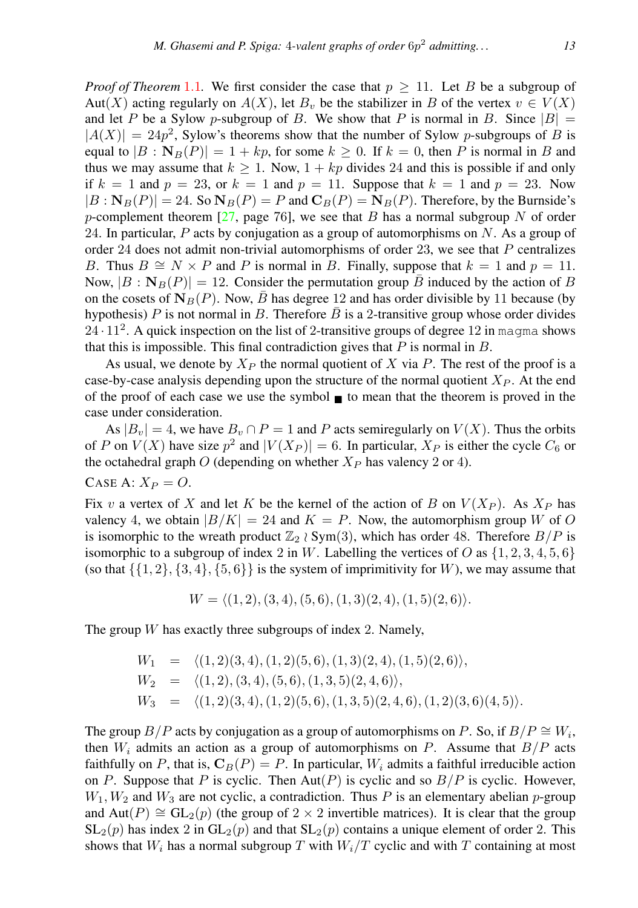*Proof of Theorem* 1.1. We first consider the case that $p \geq 11$. Let $B$ be a subgroup of $\mathrm{Aut}(X)$ acting regularly on $A(X)$, let $B_v$ be the stabilizer in $B$ of the vertex $v \in V(X)$ and let $P$ be a Sylow $p$-subgroup of $B$. We show that $P$ is normal in $B$. Since $|B| = |A(X)| = 24p^2$, Sylow's theorems show that the number of Sylow $p$-subgroups of $B$ is equal to $|B : \mathbf{N}_B(P)| = 1 + kp$, for some $k \geq 0$. If $k = 0$, then $P$ is normal in $B$ and thus we may assume that $k \geq 1$. Now, $1 + kp$ divides 24 and this is possible if and only if $k = 1$ and $p = 23$, or $k = 1$ and $p = 11$. Suppose that $k = 1$ and $p = 23$. Now $|B : \mathbf{N}_B(P)| = 24$. So $\mathbf{N}_B(P) = P$ and $\mathbf{C}_B(P) = \mathbf{N}_B(P)$. Therefore, by the Burnside's $p$-complement theorem [27, page 76], we see that $B$ has a normal subgroup $N$ of order 24. In particular, $P$ acts by conjugation as a group of automorphisms on $N$. As a group of order 24 does not admit non-trivial automorphisms of order 23, we see that $P$ centralizes $B$. Thus $B \cong N \times P$ and $P$ is normal in $B$. Finally, suppose that $k = 1$ and $p = 11$. Now, $|B : \mathbf{N}_B(P)| = 12$. Consider the permutation group $\bar{B}$ induced by the action of $B$ on the cosets of $\mathbf{N}_B(P)$. Now, $\bar{B}$ has degree 12 and has order divisible by 11 because (by hypothesis) $P$ is not normal in $B$. Therefore $\bar{B}$ is a 2-transitive group whose order divides $24 \cdot 11^2$. A quick inspection on the list of 2-transitive groups of degree 12 in `magma` shows that this is impossible. This final contradiction gives that $P$ is normal in $B$.

As usual, we denote by $X_P$ the normal quotient of $X$ via $P$. The rest of the proof is a case-by-case analysis depending upon the structure of the normal quotient $X_P$. At the end of the proof of each case we use the symbol ■ to mean that the theorem is proved in the case under consideration.

As $|B_v| = 4$, we have $B_v \cap P = 1$ and $P$ acts semiregularly on $V(X)$. Thus the orbits of $P$ on $V(X)$ have size $p^2$ and $|V(X_P)| = 6$. In particular, $X_P$ is either the cycle $C_6$ or the octahedral graph $O$ (depending on whether $X_P$ has valency 2 or 4).

CASE A: $X_P = O$.

Fix $v$ a vertex of $X$ and let $K$ be the kernel of the action of $B$ on $V(X_P)$. As $X_P$ has valency 4, we obtain $|B/K| = 24$ and $K = P$. Now, the automorphism group $W$ of $O$ is isomorphic to the wreath product $\mathbb{Z}_2 \wr \mathrm{Sym}(3)$, which has order 48. Therefore $B/P$ is isomorphic to a subgroup of index 2 in $W$. Labelling the vertices of $O$ as $\{1, 2, 3, 4, 5, 6\}$ (so that $\{\{1, 2\}, \{3, 4\}, \{5, 6\}\}$ is the system of imprimitivity for $W$), we may assume that

$$W = \langle (1, 2), (3, 4), (5, 6), (1, 3)(2, 4), (1, 5)(2, 6)\rangle.$$

The group $W$ has exactly three subgroups of index 2. Namely,

$$\begin{aligned}
W_1 &= \langle (1, 2)(3, 4), (1, 2)(5, 6), (1, 3)(2, 4), (1, 5)(2, 6)\rangle, \\
W_2 &= \langle (1, 2), (3, 4), (5, 6), (1, 3, 5)(2, 4, 6)\rangle, \\
W_3 &= \langle (1, 2)(3, 4), (1, 2)(5, 6), (1, 3, 5)(2, 4, 6), (1, 2)(3, 6)(4, 5)\rangle.
\end{aligned}$$

The group $B/P$ acts by conjugation as a group of automorphisms on $P$. So, if $B/P \cong W_i$, then $W_i$ admits an action as a group of automorphisms on $P$. Assume that $B/P$ acts faithfully on $P$, that is, $\mathbf{C}_B(P) = P$. In particular, $W_i$ admits a faithful irreducible action on $P$. Suppose that $P$ is cyclic. Then $\mathrm{Aut}(P)$ is cyclic and so $B/P$ is cyclic. However, $W_1, W_2$ and $W_3$ are not cyclic, a contradiction. Thus $P$ is an elementary abelian $p$-group and $\mathrm{Aut}(P) \cong \mathrm{GL}_2(p)$ (the group of $2 \times 2$ invertible matrices). It is clear that the group $\mathrm{SL}_2(p)$ has index 2 in $\mathrm{GL}_2(p)$ and that $\mathrm{SL}_2(p)$ contains a unique element of order 2. This shows that $W_i$ has a normal subgroup $T$ with $W_i/T$ cyclic and with $T$ containing at most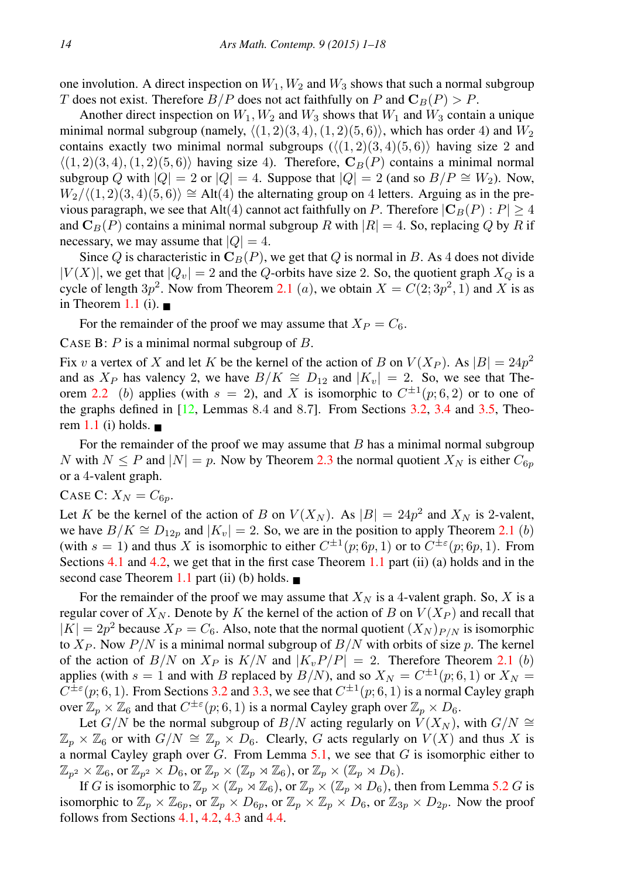one involution. A direct inspection on $W_1, W_2$ and $W_3$ shows that such a normal subgroup $T$ does not exist. Therefore $B/P$ does not act faithfully on $P$ and $\mathbf{C}_B(P) > P$.

Another direct inspection on $W_1, W_2$ and $W_3$ shows that $W_1$ and $W_3$ contain a unique minimal normal subgroup (namely, $\langle (1,2)(3,4), (1,2)(5,6) \rangle$, which has order 4) and $W_2$ contains exactly two minimal normal subgroups ($\langle (1,2)(3,4)(5,6) \rangle$ having size 2 and $\langle (1,2)(3,4), (1,2)(5,6) \rangle$ having size 4). Therefore, $\mathbf{C}_B(P)$ contains a minimal normal subgroup $Q$ with $|Q| = 2$ or $|Q| = 4$. Suppose that $|Q| = 2$ (and so $B/P \cong W_2$). Now, $W_2/\langle (1,2)(3,4)(5,6) \rangle \cong \mathrm{Alt}(4)$ the alternating group on 4 letters. Arguing as in the previous paragraph, we see that $\mathrm{Alt}(4)$ cannot act faithfully on $P$. Therefore $|\mathbf{C}_B(P) : P| \geq 4$ and $\mathbf{C}_B(P)$ contains a minimal normal subgroup $R$ with $|R| = 4$. So, replacing $Q$ by $R$ if necessary, we may assume that $|Q| = 4$.

Since $Q$ is characteristic in $\mathbf{C}_B(P)$, we get that $Q$ is normal in $B$. As 4 does not divide $|V(X)|$, we get that $|Q_v| = 2$ and the $Q$-orbits have size 2. So, the quotient graph $X_Q$ is a cycle of length $3p^2$. Now from Theorem 2.1 $(a)$, we obtain $X = C(2; 3p^2, 1)$ and $X$ is as in Theorem 1.1 (i). ■

For the remainder of the proof we may assume that $X_P = C_6$.

CASE B: $P$ is a minimal normal subgroup of $B$.

Fix $v$ a vertex of $X$ and let $K$ be the kernel of the action of $B$ on $V(X_P)$. As $|B| = 24p^2$ and as $X_P$ has valency 2, we have $B/K \cong D_{12}$ and $|K_v| = 2$. So, we see that Theorem 2.2 $(b)$ applies (with $s = 2$), and $X$ is isomorphic to $C^{\pm 1}(p; 6, 2)$ or to one of the graphs defined in [12, Lemmas 8.4 and 8.7]. From Sections 3.2, 3.4 and 3.5, Theorem 1.1 (i) holds. ■

For the remainder of the proof we may assume that $B$ has a minimal normal subgroup $N$ with $N \leq P$ and $|N| = p$. Now by Theorem 2.3 the normal quotient $X_N$ is either $C_{6p}$ or a 4-valent graph.

CASE C: $X_N = C_{6p}$.

Let $K$ be the kernel of the action of $B$ on $V(X_N)$. As $|B| = 24p^2$ and $X_N$ is 2-valent, we have $B/K \cong D_{12p}$ and $|K_v| = 2$. So, we are in the position to apply Theorem 2.1 $(b)$ (with $s = 1$) and thus $X$ is isomorphic to either $C^{\pm 1}(p; 6p, 1)$ or to $C^{\pm \varepsilon}(p; 6p, 1)$. From Sections 4.1 and 4.2, we get that in the first case Theorem 1.1 part (ii) (a) holds and in the second case Theorem 1.1 part (ii) (b) holds. ■

For the remainder of the proof we may assume that $X_N$ is a 4-valent graph. So, $X$ is a regular cover of $X_N$. Denote by $K$ the kernel of the action of $B$ on $V(X_P)$ and recall that $|K| = 2p^2$ because $X_P = C_6$. Also, note that the normal quotient $(X_N)_{P/N}$ is isomorphic to $X_P$. Now $P/N$ is a minimal normal subgroup of $B/N$ with orbits of size $p$. The kernel of the action of $B/N$ on $X_P$ is $K/N$ and $|K_vP/P| = 2$. Therefore Theorem 2.1 $(b)$ applies (with $s = 1$ and with $B$ replaced by $B/N$), and so $X_N = C^{\pm 1}(p; 6, 1)$ or $X_N = C^{\pm \varepsilon}(p; 6, 1)$. From Sections 3.2 and 3.3, we see that $C^{\pm 1}(p; 6, 1)$ is a normal Cayley graph over $\mathbb{Z}_p \times \mathbb{Z}_6$ and that $C^{\pm \varepsilon}(p; 6, 1)$ is a normal Cayley graph over $\mathbb{Z}_p \times D_6$.

Let $G/N$ be the normal subgroup of $B/N$ acting regularly on $V(X_N)$, with $G/N \cong \mathbb{Z}_p \times \mathbb{Z}_6$ or with $G/N \cong \mathbb{Z}_p \times D_6$. Clearly, $G$ acts regularly on $V(X)$ and thus $X$ is a normal Cayley graph over $G$. From Lemma 5.1, we see that $G$ is isomorphic either to $\mathbb{Z}_{p^2} \times \mathbb{Z}_6$, or $\mathbb{Z}_{p^2} \times D_6$, or $\mathbb{Z}_p \times (\mathbb{Z}_p \rtimes \mathbb{Z}_6)$, or $\mathbb{Z}_p \times (\mathbb{Z}_p \rtimes D_6)$.

If $G$ is isomorphic to $\mathbb{Z}_p \times (\mathbb{Z}_p \rtimes \mathbb{Z}_6)$, or $\mathbb{Z}_p \times (\mathbb{Z}_p \rtimes D_6)$, then from Lemma 5.2 $G$ is isomorphic to $\mathbb{Z}_p \times \mathbb{Z}_{6p}$, or $\mathbb{Z}_p \times D_{6p}$, or $\mathbb{Z}_p \times \mathbb{Z}_p \times D_6$, or $\mathbb{Z}_{3p} \times D_{2p}$. Now the proof follows from Sections 4.1, 4.2, 4.3 and 4.4.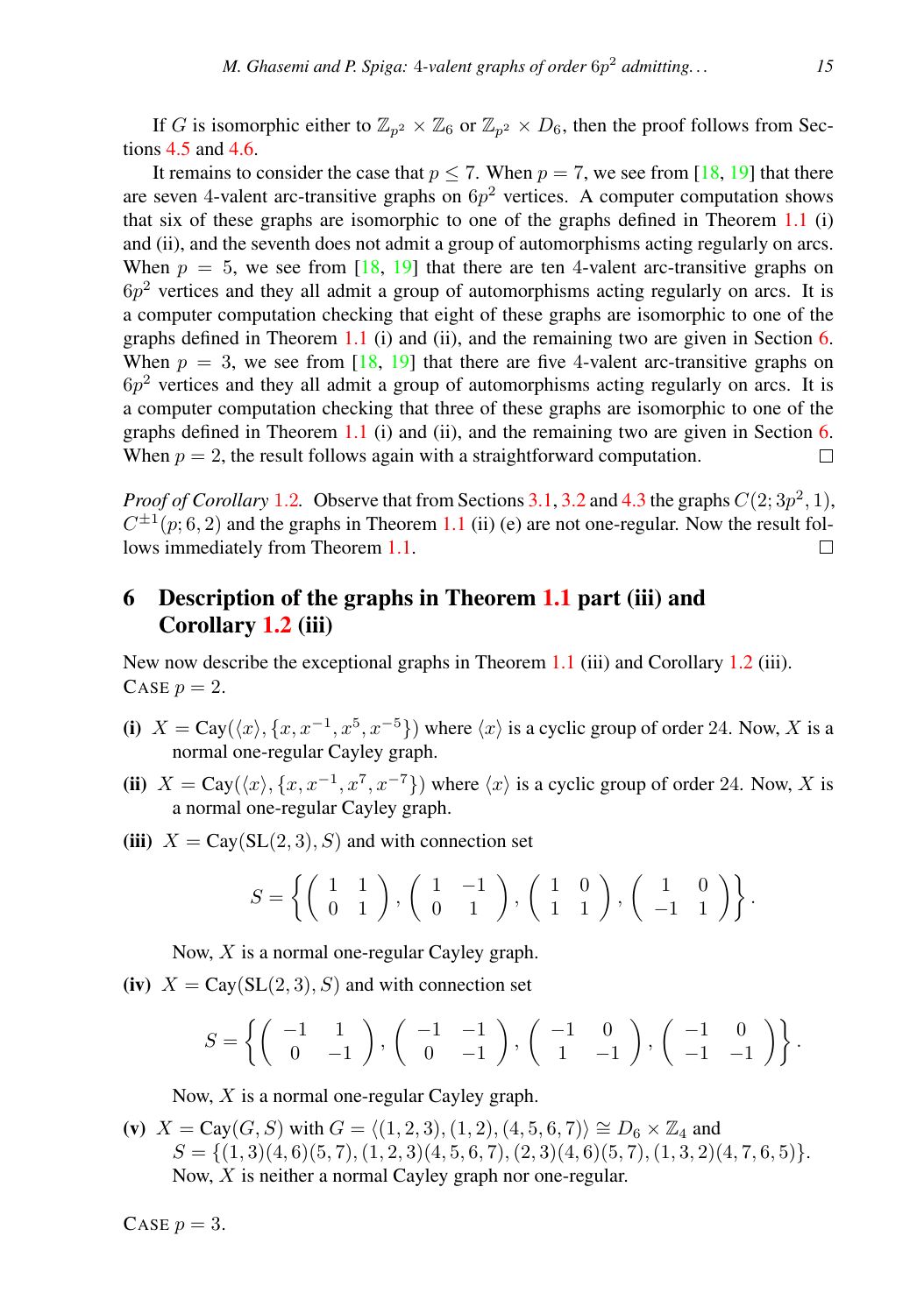If $G$ is isomorphic either to $\mathbb{Z}_{p^2} \times \mathbb{Z}_6$ or $\mathbb{Z}_{p^2} \times D_6$, then the proof follows from Sections 4.5 and 4.6.

It remains to consider the case that $p \leq 7$. When $p = 7$, we see from [18, 19] that there are seven 4-valent arc-transitive graphs on $6p^2$ vertices. A computer computation shows that six of these graphs are isomorphic to one of the graphs defined in Theorem 1.1 (i) and (ii), and the seventh does not admit a group of automorphisms acting regularly on arcs. When $p = 5$, we see from [18, 19] that there are ten 4-valent arc-transitive graphs on $6p^2$ vertices and they all admit a group of automorphisms acting regularly on arcs. It is a computer computation checking that eight of these graphs are isomorphic to one of the graphs defined in Theorem 1.1 (i) and (ii), and the remaining two are given in Section 6. When $p = 3$, we see from [18, 19] that there are five 4-valent arc-transitive graphs on $6p^2$ vertices and they all admit a group of automorphisms acting regularly on arcs. It is a computer computation checking that three of these graphs are isomorphic to one of the graphs defined in Theorem 1.1 (i) and (ii), and the remaining two are given in Section 6. When $p = 2$, the result follows again with a straightforward computation. □

*Proof of Corollary 1.2.* Observe that from Sections 3.1, 3.2 and 4.3 the graphs $C(2; 3p^2, 1)$, $C^{\pm 1}(p; 6, 2)$ and the graphs in Theorem 1.1 (ii) (e) are not one-regular. Now the result follows immediately from Theorem 1.1. □

## 6 Description of the graphs in Theorem 1.1 part (iii) and Corollary 1.2 (iii)

New now describe the exceptional graphs in Theorem 1.1 (iii) and Corollary 1.2 (iii).

CASE $p = 2$.

**(i)** $X = \mathrm{Cay}(\langle x \rangle, \{x, x^{-1}, x^5, x^{-5}\})$ where $\langle x \rangle$ is a cyclic group of order 24. Now, $X$ is a normal one-regular Cayley graph.

**(ii)** $X = \mathrm{Cay}(\langle x \rangle, \{x, x^{-1}, x^7, x^{-7}\})$ where $\langle x \rangle$ is a cyclic group of order 24. Now, $X$ is a normal one-regular Cayley graph.

**(iii)** $X = \mathrm{Cay}(\mathrm{SL}(2, 3), S)$ and with connection set

$$S = \left\{ \begin{pmatrix} 1 & 1 \\ 0 & 1 \end{pmatrix}, \begin{pmatrix} 1 & -1 \\ 0 & 1 \end{pmatrix}, \begin{pmatrix} 1 & 0 \\ 1 & 1 \end{pmatrix}, \begin{pmatrix} 1 & 0 \\ -1 & 1 \end{pmatrix} \right\}.$$

Now, $X$ is a normal one-regular Cayley graph.

**(iv)** $X = \mathrm{Cay}(\mathrm{SL}(2, 3), S)$ and with connection set

$$S = \left\{ \begin{pmatrix} -1 & 1 \\ 0 & -1 \end{pmatrix}, \begin{pmatrix} -1 & -1 \\ 0 & -1 \end{pmatrix}, \begin{pmatrix} -1 & 0 \\ 1 & -1 \end{pmatrix}, \begin{pmatrix} -1 & 0 \\ -1 & -1 \end{pmatrix} \right\}.$$

Now, $X$ is a normal one-regular Cayley graph.

**(v)** $X = \mathrm{Cay}(G, S)$ with $G = \langle (1, 2, 3), (1, 2), (4, 5, 6, 7) \rangle \cong D_6 \times \mathbb{Z}_4$ and $S = \{(1, 3)(4, 6)(5, 7), (1, 2, 3)(4, 5, 6, 7), (2, 3)(4, 6)(5, 7), (1, 3, 2)(4, 7, 6, 5)\}$. Now, $X$ is neither a normal Cayley graph nor one-regular.

CASE $p = 3$.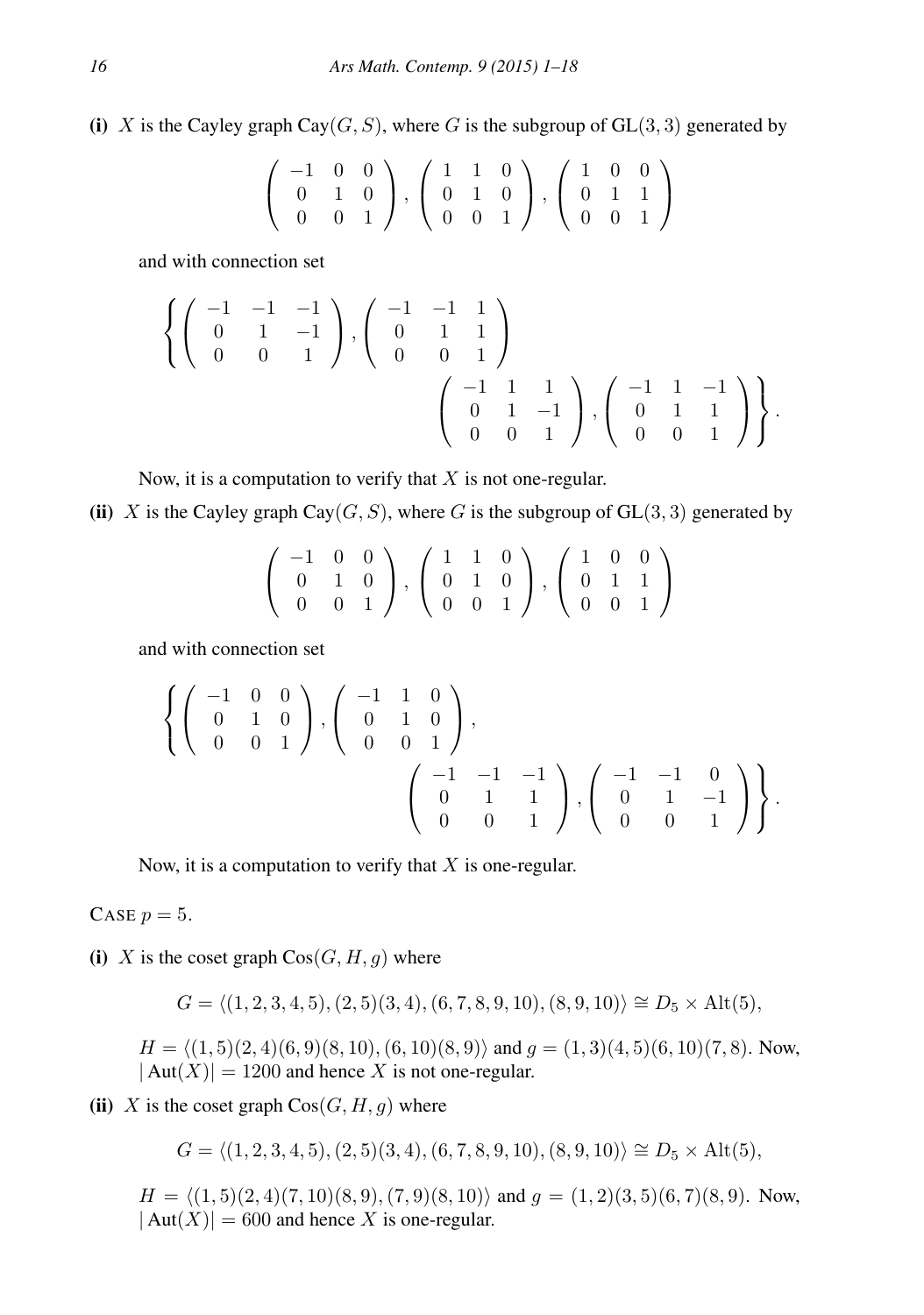**(i)** $X$ is the Cayley graph $\mathrm{Cay}(G,S)$, where $G$ is the subgroup of $\mathrm{GL}(3,3)$ generated by

$$\begin{pmatrix} -1 & 0 & 0 \\ 0 & 1 & 0 \\ 0 & 0 & 1 \end{pmatrix}, \begin{pmatrix} 1 & 1 & 0 \\ 0 & 1 & 0 \\ 0 & 0 & 1 \end{pmatrix}, \begin{pmatrix} 1 & 0 & 0 \\ 0 & 1 & 1 \\ 0 & 0 & 1 \end{pmatrix}$$

and with connection set

$$\left\{ \begin{pmatrix} -1 & -1 & -1 \\ 0 & 1 & -1 \\ 0 & 0 & 1 \end{pmatrix}, \begin{pmatrix} -1 & -1 & 1 \\ 0 & 1 & 1 \\ 0 & 0 & 1 \end{pmatrix} \right.$$
$$\left. \begin{pmatrix} -1 & 1 & 1 \\ 0 & 1 & -1 \\ 0 & 0 & 1 \end{pmatrix}, \begin{pmatrix} -1 & 1 & -1 \\ 0 & 1 & 1 \\ 0 & 0 & 1 \end{pmatrix} \right\}.$$

Now, it is a computation to verify that $X$ is not one-regular.

**(ii)** $X$ is the Cayley graph $\mathrm{Cay}(G,S)$, where $G$ is the subgroup of $\mathrm{GL}(3,3)$ generated by

$$\begin{pmatrix} -1 & 0 & 0 \\ 0 & 1 & 0 \\ 0 & 0 & 1 \end{pmatrix}, \begin{pmatrix} 1 & 1 & 0 \\ 0 & 1 & 0 \\ 0 & 0 & 1 \end{pmatrix}, \begin{pmatrix} 1 & 0 & 0 \\ 0 & 1 & 1 \\ 0 & 0 & 1 \end{pmatrix}$$

and with connection set

$$\left\{ \begin{pmatrix} -1 & 0 & 0 \\ 0 & 1 & 0 \\ 0 & 0 & 1 \end{pmatrix}, \begin{pmatrix} -1 & 1 & 0 \\ 0 & 1 & 0 \\ 0 & 0 & 1 \end{pmatrix}, \right.$$
$$\left. \begin{pmatrix} -1 & -1 & -1 \\ 0 & 1 & 1 \\ 0 & 0 & 1 \end{pmatrix}, \begin{pmatrix} -1 & -1 & 0 \\ 0 & 1 & -1 \\ 0 & 0 & 1 \end{pmatrix} \right\}.$$

Now, it is a computation to verify that $X$ is one-regular.

CASE $p = 5$.

**(i)** $X$ is the coset graph $\mathrm{Cos}(G,H,g)$ where

$$G = \langle (1,2,3,4,5), (2,5)(3,4), (6,7,8,9,10), (8,9,10) \rangle \cong D_5 \times \mathrm{Alt}(5),$$

$H = \langle (1,5)(2,4)(6,9)(8,10), (6,10)(8,9) \rangle$ and $g = (1,3)(4,5)(6,10)(7,8)$. Now, $|\mathrm{Aut}(X)| = 1200$ and hence $X$ is not one-regular.

**(ii)** $X$ is the coset graph $\mathrm{Cos}(G,H,g)$ where

$$G = \langle (1,2,3,4,5), (2,5)(3,4), (6,7,8,9,10), (8,9,10) \rangle \cong D_5 \times \mathrm{Alt}(5),$$

$H = \langle (1,5)(2,4)(7,10)(8,9), (7,9)(8,10) \rangle$ and $g = (1,2)(3,5)(6,7)(8,9)$. Now, $|\mathrm{Aut}(X)| = 600$ and hence $X$ is one-regular.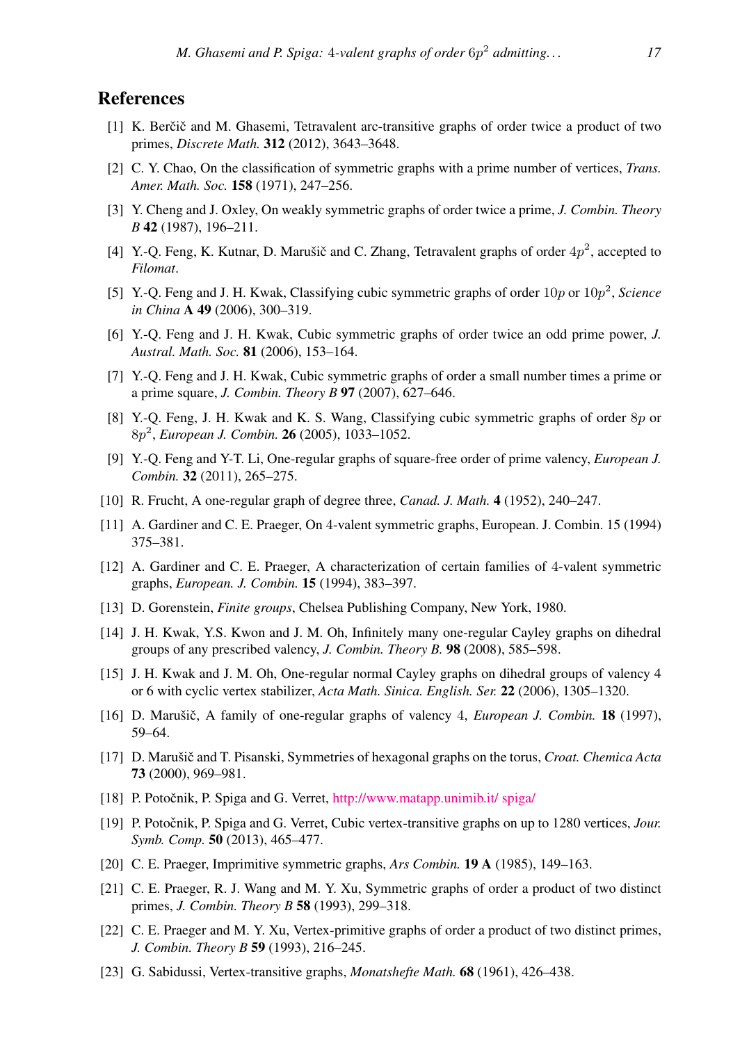## References

[1] K. Berčič and M. Ghasemi, Tetravalent arc-transitive graphs of order twice a product of two primes, *Discrete Math.* **312** (2012), 3643–3648.

[2] C. Y. Chao, On the classification of symmetric graphs with a prime number of vertices, *Trans. Amer. Math. Soc.* **158** (1971), 247–256.

[3] Y. Cheng and J. Oxley, On weakly symmetric graphs of order twice a prime, *J. Combin. Theory B* **42** (1987), 196–211.

[4] Y.-Q. Feng, K. Kutnar, D. Marušič and C. Zhang, Tetravalent graphs of order $4p^2$, accepted to *Filomat*.

[5] Y.-Q. Feng and J. H. Kwak, Classifying cubic symmetric graphs of order $10p$ or $10p^2$, *Science in China* **A 49** (2006), 300–319.

[6] Y.-Q. Feng and J. H. Kwak, Cubic symmetric graphs of order twice an odd prime power, *J. Austral. Math. Soc.* **81** (2006), 153–164.

[7] Y.-Q. Feng and J. H. Kwak, Cubic symmetric graphs of order a small number times a prime or a prime square, *J. Combin. Theory B* **97** (2007), 627–646.

[8] Y.-Q. Feng, J. H. Kwak and K. S. Wang, Classifying cubic symmetric graphs of order $8p$ or $8p^2$, *European J. Combin.* **26** (2005), 1033–1052.

[9] Y.-Q. Feng and Y-T. Li, One-regular graphs of square-free order of prime valency, *European J. Combin.* **32** (2011), 265–275.

[10] R. Frucht, A one-regular graph of degree three, *Canad. J. Math.* **4** (1952), 240–247.

[11] A. Gardiner and C. E. Praeger, On 4-valent symmetric graphs, European. J. Combin. 15 (1994) 375–381.

[12] A. Gardiner and C. E. Praeger, A characterization of certain families of 4-valent symmetric graphs, *European. J. Combin.* **15** (1994), 383–397.

[13] D. Gorenstein, *Finite groups*, Chelsea Publishing Company, New York, 1980.

[14] J. H. Kwak, Y.S. Kwon and J. M. Oh, Infinitely many one-regular Cayley graphs on dihedral groups of any prescribed valency, *J. Combin. Theory B.* **98** (2008), 585–598.

[15] J. H. Kwak and J. M. Oh, One-regular normal Cayley graphs on dihedral groups of valency 4 or 6 with cyclic vertex stabilizer, *Acta Math. Sinica. English. Ser.* **22** (2006), 1305–1320.

[16] D. Marušič, A family of one-regular graphs of valency 4, *European J. Combin.* **18** (1997), 59–64.

[17] D. Marušič and T. Pisanski, Symmetries of hexagonal graphs on the torus, *Croat. Chemica Acta* **73** (2000), 969–981.

[18] P. Potočnik, P. Spiga and G. Verret, http://www.matapp.unimib.it/ spiga/

[19] P. Potočnik, P. Spiga and G. Verret, Cubic vertex-transitive graphs on up to 1280 vertices, *Jour. Symb. Comp.* **50** (2013), 465–477.

[20] C. E. Praeger, Imprimitive symmetric graphs, *Ars Combin.* **19 A** (1985), 149–163.

[21] C. E. Praeger, R. J. Wang and M. Y. Xu, Symmetric graphs of order a product of two distinct primes, *J. Combin. Theory B* **58** (1993), 299–318.

[22] C. E. Praeger and M. Y. Xu, Vertex-primitive graphs of order a product of two distinct primes, *J. Combin. Theory B* **59** (1993), 216–245.

[23] G. Sabidussi, Vertex-transitive graphs, *Monatshefte Math.* **68** (1961), 426–438.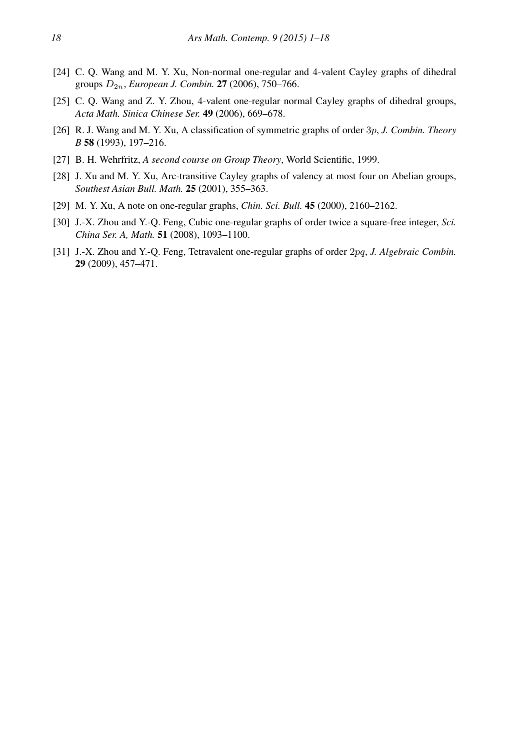[24] C. Q. Wang and M. Y. Xu, Non-normal one-regular and 4-valent Cayley graphs of dihedral groups $D_{2n}$, *European J. Combin.* **27** (2006), 750–766.

[25] C. Q. Wang and Z. Y. Zhou, 4-valent one-regular normal Cayley graphs of dihedral groups, *Acta Math. Sinica Chinese Ser.* **49** (2006), 669–678.

[26] R. J. Wang and M. Y. Xu, A classification of symmetric graphs of order $3p$, *J. Combin. Theory B* **58** (1993), 197–216.

[27] B. H. Wehrfritz, *A second course on Group Theory*, World Scientific, 1999.

[28] J. Xu and M. Y. Xu, Arc-transitive Cayley graphs of valency at most four on Abelian groups, *Southest Asian Bull. Math.* **25** (2001), 355–363.

[29] M. Y. Xu, A note on one-regular graphs, *Chin. Sci. Bull.* **45** (2000), 2160–2162.

[30] J.-X. Zhou and Y.-Q. Feng, Cubic one-regular graphs of order twice a square-free integer, *Sci. China Ser. A, Math.* **51** (2008), 1093–1100.

[31] J.-X. Zhou and Y.-Q. Feng, Tetravalent one-regular graphs of order $2pq$, *J. Algebraic Combin.* **29** (2009), 457–471.